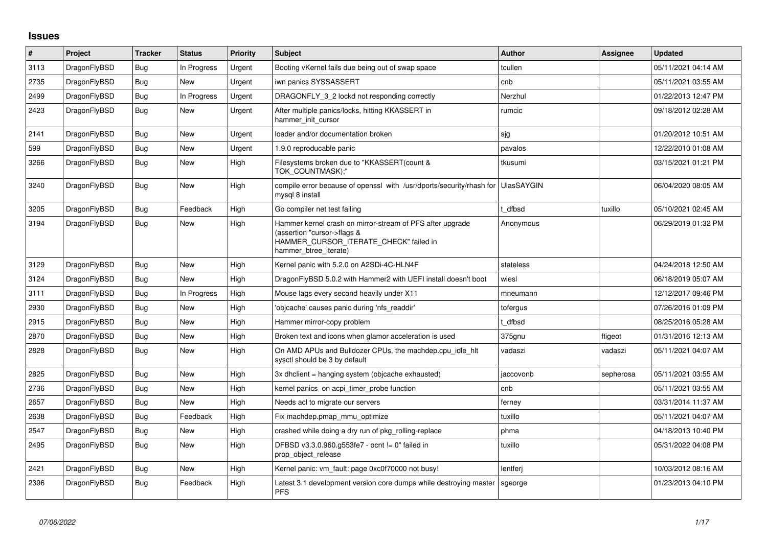# Issues

| # | Project | Tracker | Status | Priority | Subject | Author | Assignee | Updated |
|---|---|---|---|---|---|---|---|---|
| 3113 | DragonFlyBSD | Bug | In Progress | Urgent | Booting vKernel fails due being out of swap space | tcullen | | 05/11/2021 04:14 AM |
| 2735 | DragonFlyBSD | Bug | New | Urgent | iwn panics SYSSASSERT | cnb | | 05/11/2021 03:55 AM |
| 2499 | DragonFlyBSD | Bug | In Progress | Urgent | DRAGONFLY_3_2 lockd not responding correctly | Nerzhul | | 01/22/2013 12:47 PM |
| 2423 | DragonFlyBSD | Bug | New | Urgent | After multiple panics/locks, hitting KKASSERT in hammer_init_cursor | rumcic | | 09/18/2012 02:28 AM |
| 2141 | DragonFlyBSD | Bug | New | Urgent | loader and/or documentation broken | sjg | | 01/20/2012 10:51 AM |
| 599 | DragonFlyBSD | Bug | New | Urgent | 1.9.0 reproducable panic | pavalos | | 12/22/2010 01:08 AM |
| 3266 | DragonFlyBSD | Bug | New | High | Filesystems broken due to "KKASSERT(count & TOK_COUNTMASK);" | tkusumi | | 03/15/2021 01:21 PM |
| 3240 | DragonFlyBSD | Bug | New | High | compile error because of openssl with /usr/dports/security/rhash for mysql 8 install | UlasSAYGIN | | 06/04/2020 08:05 AM |
| 3205 | DragonFlyBSD | Bug | Feedback | High | Go compiler net test failing | t_dfbsd | tuxillo | 05/10/2021 02:45 AM |
| 3194 | DragonFlyBSD | Bug | New | High | Hammer kernel crash on mirror-stream of PFS after upgrade (assertion "cursor->flags & HAMMER_CURSOR_ITERATE_CHECK" failed in hammer_btree_iterate) | Anonymous | | 06/29/2019 01:32 PM |
| 3129 | DragonFlyBSD | Bug | New | High | Kernel panic with 5.2.0 on A2SDi-4C-HLN4F | stateless | | 04/24/2018 12:50 AM |
| 3124 | DragonFlyBSD | Bug | New | High | DragonFlyBSD 5.0.2 with Hammer2 with UEFI install doesn't boot | wiesl | | 06/18/2019 05:07 AM |
| 3111 | DragonFlyBSD | Bug | In Progress | High | Mouse lags every second heavily under X11 | mneumann | | 12/12/2017 09:46 PM |
| 2930 | DragonFlyBSD | Bug | New | High | 'objcache' causes panic during 'nfs_readdir' | tofergus | | 07/26/2016 01:09 PM |
| 2915 | DragonFlyBSD | Bug | New | High | Hammer mirror-copy problem | t_dfbsd | | 08/25/2016 05:28 AM |
| 2870 | DragonFlyBSD | Bug | New | High | Broken text and icons when glamor acceleration is used | 375gnu | ftigeot | 01/31/2016 12:13 AM |
| 2828 | DragonFlyBSD | Bug | New | High | On AMD APUs and Bulldozer CPUs, the machdep.cpu_idle_hlt sysctl should be 3 by default | vadaszi | vadaszi | 05/11/2021 04:07 AM |
| 2825 | DragonFlyBSD | Bug | New | High | 3x dhclient = hanging system (objcache exhausted) | jaccovonb | sepherosa | 05/11/2021 03:55 AM |
| 2736 | DragonFlyBSD | Bug | New | High | kernel panics on acpi_timer_probe function | cnb | | 05/11/2021 03:55 AM |
| 2657 | DragonFlyBSD | Bug | New | High | Needs acl to migrate our servers | ferney | | 03/31/2014 11:37 AM |
| 2638 | DragonFlyBSD | Bug | Feedback | High | Fix machdep.pmap_mmu_optimize | tuxillo | | 05/11/2021 04:07 AM |
| 2547 | DragonFlyBSD | Bug | New | High | crashed while doing a dry run of pkg_rolling-replace | phma | | 04/18/2013 10:40 PM |
| 2495 | DragonFlyBSD | Bug | New | High | DFBSD v3.3.0.960.g553fe7 - ocnt != 0" failed in prop_object_release | tuxillo | | 05/31/2022 04:08 PM |
| 2421 | DragonFlyBSD | Bug | New | High | Kernel panic: vm_fault: page 0xc0f70000 not busy! | lentferj | | 10/03/2012 08:16 AM |
| 2396 | DragonFlyBSD | Bug | Feedback | High | Latest 3.1 development version core dumps while destroying master PFS | sgeorge | | 01/23/2013 04:10 PM |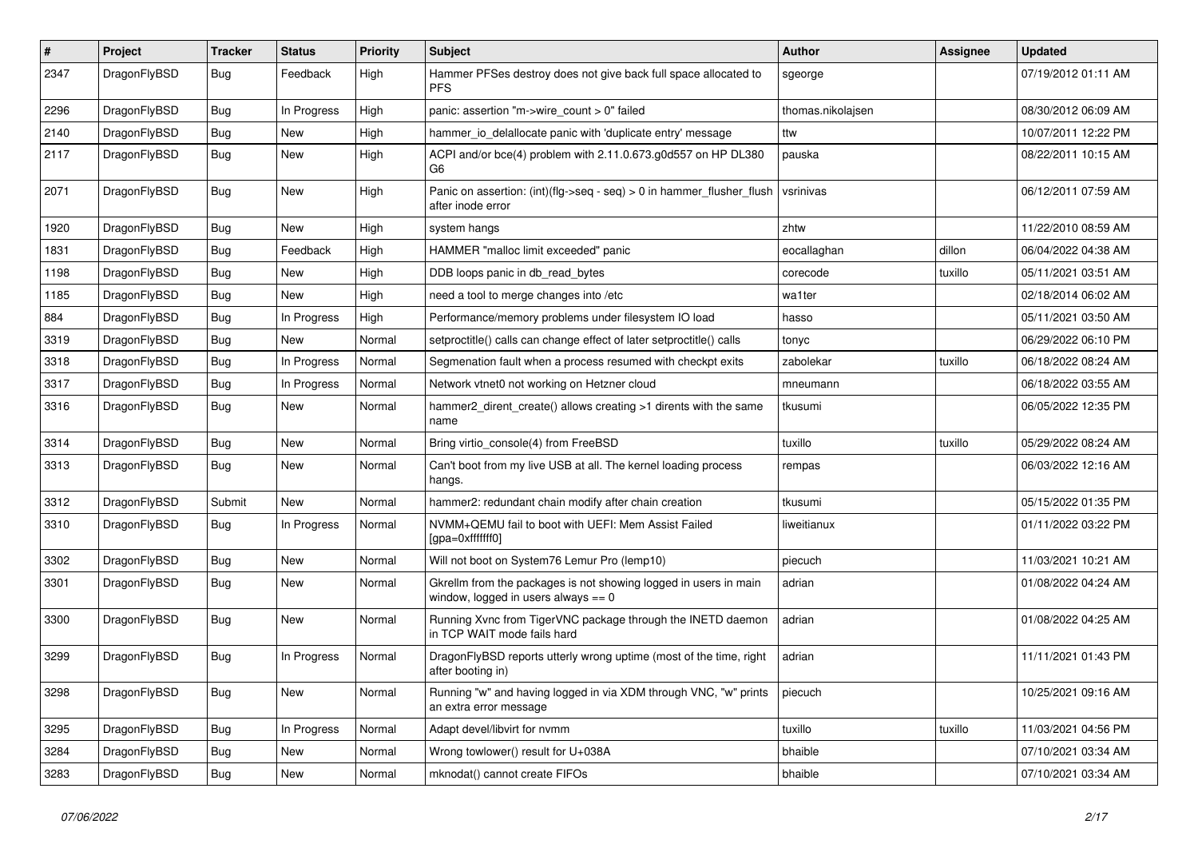| # | Project | Tracker | Status | Priority | Subject | Author | Assignee | Updated |
|---|---|---|---|---|---|---|---|---|
| 2347 | DragonFlyBSD | Bug | Feedback | High | Hammer PFSes destroy does not give back full space allocated to PFS | sgeorge | | 07/19/2012 01:11 AM |
| 2296 | DragonFlyBSD | Bug | In Progress | High | panic: assertion "m->wire_count > 0" failed | thomas.nikolajsen | | 08/30/2012 06:09 AM |
| 2140 | DragonFlyBSD | Bug | New | High | hammer_io_delallocate panic with 'duplicate entry' message | ttw | | 10/07/2011 12:22 PM |
| 2117 | DragonFlyBSD | Bug | New | High | ACPI and/or bce(4) problem with 2.11.0.673.g0d557 on HP DL380 G6 | pauska | | 08/22/2011 10:15 AM |
| 2071 | DragonFlyBSD | Bug | New | High | Panic on assertion: (int)(flg->seq - seq) > 0 in hammer_flusher_flush after inode error | vsrinivas | | 06/12/2011 07:59 AM |
| 1920 | DragonFlyBSD | Bug | New | High | system hangs | zhtw | | 11/22/2010 08:59 AM |
| 1831 | DragonFlyBSD | Bug | Feedback | High | HAMMER "malloc limit exceeded" panic | eocallaghan | dillon | 06/04/2022 04:38 AM |
| 1198 | DragonFlyBSD | Bug | New | High | DDB loops panic in db_read_bytes | corecode | tuxillo | 05/11/2021 03:51 AM |
| 1185 | DragonFlyBSD | Bug | New | High | need a tool to merge changes into /etc | wa1ter | | 02/18/2014 06:02 AM |
| 884 | DragonFlyBSD | Bug | In Progress | High | Performance/memory problems under filesystem IO load | hasso | | 05/11/2021 03:50 AM |
| 3319 | DragonFlyBSD | Bug | New | Normal | setproctitle() calls can change effect of later setproctitle() calls | tonyc | | 06/29/2022 06:10 PM |
| 3318 | DragonFlyBSD | Bug | In Progress | Normal | Segmenation fault when a process resumed with checkpt exits | zabolekar | tuxillo | 06/18/2022 08:24 AM |
| 3317 | DragonFlyBSD | Bug | In Progress | Normal | Network vtnet0 not working on Hetzner cloud | mneumann | | 06/18/2022 03:55 AM |
| 3316 | DragonFlyBSD | Bug | New | Normal | hammer2_dirent_create() allows creating >1 dirents with the same name | tkusumi | | 06/05/2022 12:35 PM |
| 3314 | DragonFlyBSD | Bug | New | Normal | Bring virtio_console(4) from FreeBSD | tuxillo | tuxillo | 05/29/2022 08:24 AM |
| 3313 | DragonFlyBSD | Bug | New | Normal | Can't boot from my live USB at all. The kernel loading process hangs. | rempas | | 06/03/2022 12:16 AM |
| 3312 | DragonFlyBSD | Submit | New | Normal | hammer2: redundant chain modify after chain creation | tkusumi | | 05/15/2022 01:35 PM |
| 3310 | DragonFlyBSD | Bug | In Progress | Normal | NVMM+QEMU fail to boot with UEFI: Mem Assist Failed [gpa=0xfffffff0] | liweitianux | | 01/11/2022 03:22 PM |
| 3302 | DragonFlyBSD | Bug | New | Normal | Will not boot on System76 Lemur Pro (lemp10) | piecuch | | 11/03/2021 10:21 AM |
| 3301 | DragonFlyBSD | Bug | New | Normal | Gkrellm from the packages is not showing logged in users in main window, logged in users always == 0 | adrian | | 01/08/2022 04:24 AM |
| 3300 | DragonFlyBSD | Bug | New | Normal | Running Xvnc from TigerVNC package through the INETD daemon in TCP WAIT mode fails hard | adrian | | 01/08/2022 04:25 AM |
| 3299 | DragonFlyBSD | Bug | In Progress | Normal | DragonFlyBSD reports utterly wrong uptime (most of the time, right after booting in) | adrian | | 11/11/2021 01:43 PM |
| 3298 | DragonFlyBSD | Bug | New | Normal | Running "w" and having logged in via XDM through VNC, "w" prints an extra error message | piecuch | | 10/25/2021 09:16 AM |
| 3295 | DragonFlyBSD | Bug | In Progress | Normal | Adapt devel/libvirt for nvmm | tuxillo | tuxillo | 11/03/2021 04:56 PM |
| 3284 | DragonFlyBSD | Bug | New | Normal | Wrong towlower() result for U+038A | bhaible | | 07/10/2021 03:34 AM |
| 3283 | DragonFlyBSD | Bug | New | Normal | mknodat() cannot create FIFOs | bhaible | | 07/10/2021 03:34 AM |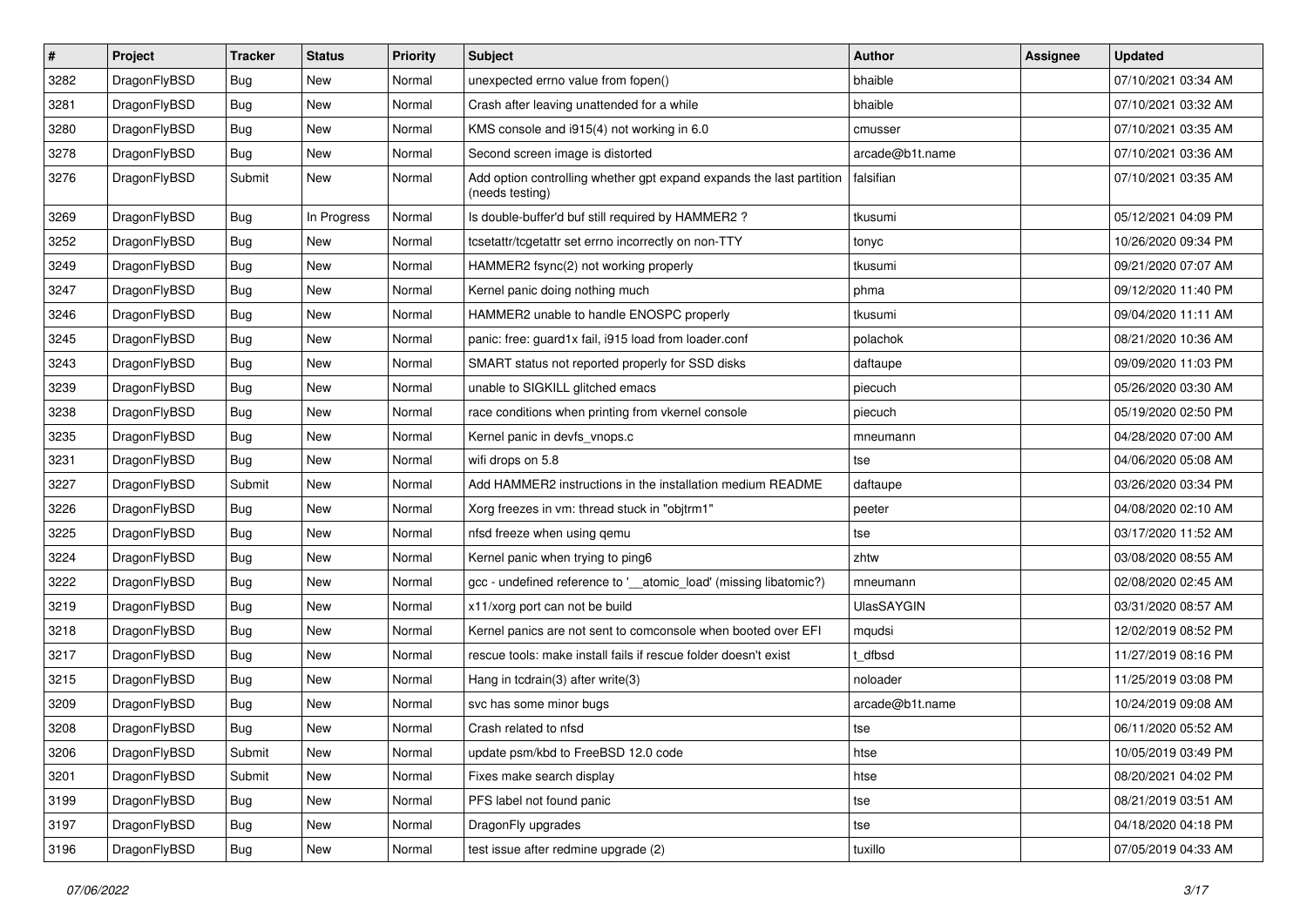| # | Project | Tracker | Status | Priority | Subject | Author | Assignee | Updated |
|---|---|---|---|---|---|---|---|---|
| 3282 | DragonFlyBSD | Bug | New | Normal | unexpected errno value from fopen() | bhaible | | 07/10/2021 03:34 AM |
| 3281 | DragonFlyBSD | Bug | New | Normal | Crash after leaving unattended for a while | bhaible | | 07/10/2021 03:32 AM |
| 3280 | DragonFlyBSD | Bug | New | Normal | KMS console and i915(4) not working in 6.0 | cmusser | | 07/10/2021 03:35 AM |
| 3278 | DragonFlyBSD | Bug | New | Normal | Second screen image is distorted | arcade@b1t.name | | 07/10/2021 03:36 AM |
| 3276 | DragonFlyBSD | Submit | New | Normal | Add option controlling whether gpt expand expands the last partition (needs testing) | falsifian | | 07/10/2021 03:35 AM |
| 3269 | DragonFlyBSD | Bug | In Progress | Normal | Is double-buffer'd buf still required by HAMMER2 ? | tkusumi | | 05/12/2021 04:09 PM |
| 3252 | DragonFlyBSD | Bug | New | Normal | tcsetattr/tcgetattr set errno incorrectly on non-TTY | tonyc | | 10/26/2020 09:34 PM |
| 3249 | DragonFlyBSD | Bug | New | Normal | HAMMER2 fsync(2) not working properly | tkusumi | | 09/21/2020 07:07 AM |
| 3247 | DragonFlyBSD | Bug | New | Normal | Kernel panic doing nothing much | phma | | 09/12/2020 11:40 PM |
| 3246 | DragonFlyBSD | Bug | New | Normal | HAMMER2 unable to handle ENOSPC properly | tkusumi | | 09/04/2020 11:11 AM |
| 3245 | DragonFlyBSD | Bug | New | Normal | panic: free: guard1x fail, i915 load from loader.conf | polachok | | 08/21/2020 10:36 AM |
| 3243 | DragonFlyBSD | Bug | New | Normal | SMART status not reported properly for SSD disks | daftaupe | | 09/09/2020 11:03 PM |
| 3239 | DragonFlyBSD | Bug | New | Normal | unable to SIGKILL glitched emacs | piecuch | | 05/26/2020 03:30 AM |
| 3238 | DragonFlyBSD | Bug | New | Normal | race conditions when printing from vkernel console | piecuch | | 05/19/2020 02:50 PM |
| 3235 | DragonFlyBSD | Bug | New | Normal | Kernel panic in devfs_vnops.c | mneumann | | 04/28/2020 07:00 AM |
| 3231 | DragonFlyBSD | Bug | New | Normal | wifi drops on 5.8 | tse | | 04/06/2020 05:08 AM |
| 3227 | DragonFlyBSD | Submit | New | Normal | Add HAMMER2 instructions in the installation medium README | daftaupe | | 03/26/2020 03:34 PM |
| 3226 | DragonFlyBSD | Bug | New | Normal | Xorg freezes in vm: thread stuck in "objtrm1" | peeter | | 04/08/2020 02:10 AM |
| 3225 | DragonFlyBSD | Bug | New | Normal | nfsd freeze when using qemu | tse | | 03/17/2020 11:52 AM |
| 3224 | DragonFlyBSD | Bug | New | Normal | Kernel panic when trying to ping6 | zhtw | | 03/08/2020 08:55 AM |
| 3222 | DragonFlyBSD | Bug | New | Normal | gcc - undefined reference to '__atomic_load' (missing libatomic?) | mneumann | | 02/08/2020 02:45 AM |
| 3219 | DragonFlyBSD | Bug | New | Normal | x11/xorg port can not be build | UlasSAYGIN | | 03/31/2020 08:57 AM |
| 3218 | DragonFlyBSD | Bug | New | Normal | Kernel panics are not sent to comconsole when booted over EFI | mqudsi | | 12/02/2019 08:52 PM |
| 3217 | DragonFlyBSD | Bug | New | Normal | rescue tools: make install fails if rescue folder doesn't exist | t_dfbsd | | 11/27/2019 08:16 PM |
| 3215 | DragonFlyBSD | Bug | New | Normal | Hang in tcdrain(3) after write(3) | noloader | | 11/25/2019 03:08 PM |
| 3209 | DragonFlyBSD | Bug | New | Normal | svc has some minor bugs | arcade@b1t.name | | 10/24/2019 09:08 AM |
| 3208 | DragonFlyBSD | Bug | New | Normal | Crash related to nfsd | tse | | 06/11/2020 05:52 AM |
| 3206 | DragonFlyBSD | Submit | New | Normal | update psm/kbd to FreeBSD 12.0 code | htse | | 10/05/2019 03:49 PM |
| 3201 | DragonFlyBSD | Submit | New | Normal | Fixes make search display | htse | | 08/20/2021 04:02 PM |
| 3199 | DragonFlyBSD | Bug | New | Normal | PFS label not found panic | tse | | 08/21/2019 03:51 AM |
| 3197 | DragonFlyBSD | Bug | New | Normal | DragonFly upgrades | tse | | 04/18/2020 04:18 PM |
| 3196 | DragonFlyBSD | Bug | New | Normal | test issue after redmine upgrade (2) | tuxillo | | 07/05/2019 04:33 AM |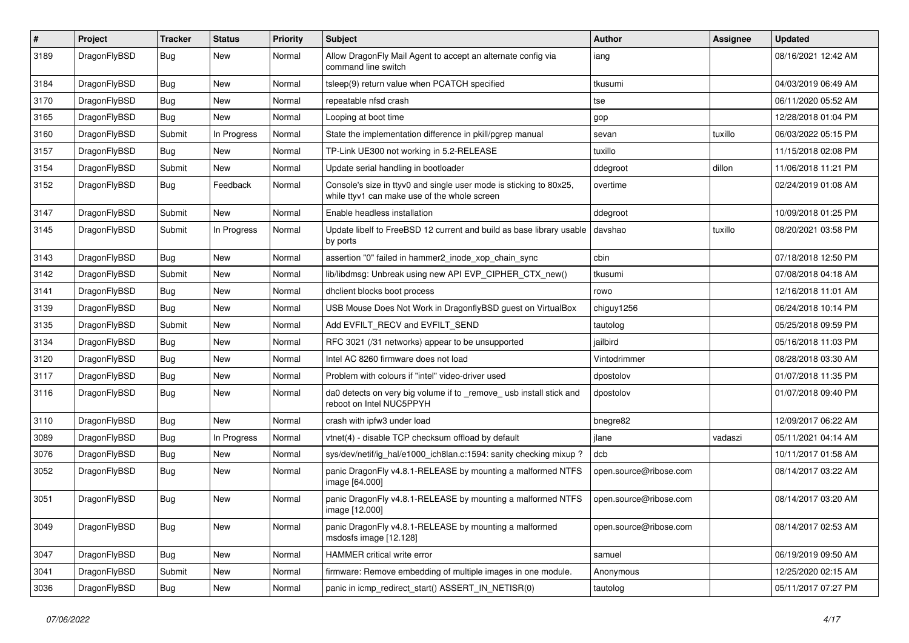| # | Project | Tracker | Status | Priority | Subject | Author | Assignee | Updated |
|---|---|---|---|---|---|---|---|---|
| 3189 | DragonFlyBSD | Bug | New | Normal | Allow DragonFly Mail Agent to accept an alternate config via command line switch | iang | | 08/16/2021 12:42 AM |
| 3184 | DragonFlyBSD | Bug | New | Normal | tsleep(9) return value when PCATCH specified | tkusumi | | 04/03/2019 06:49 AM |
| 3170 | DragonFlyBSD | Bug | New | Normal | repeatable nfsd crash | tse | | 06/11/2020 05:52 AM |
| 3165 | DragonFlyBSD | Bug | New | Normal | Looping at boot time | gop | | 12/28/2018 01:04 PM |
| 3160 | DragonFlyBSD | Submit | In Progress | Normal | State the implementation difference in pkill/pgrep manual | sevan | tuxillo | 06/03/2022 05:15 PM |
| 3157 | DragonFlyBSD | Bug | New | Normal | TP-Link UE300 not working in 5.2-RELEASE | tuxillo | | 11/15/2018 02:08 PM |
| 3154 | DragonFlyBSD | Submit | New | Normal | Update serial handling in bootloader | ddegroot | dillon | 11/06/2018 11:21 PM |
| 3152 | DragonFlyBSD | Bug | Feedback | Normal | Console's size in ttyv0 and single user mode is sticking to 80x25, while ttyv1 can make use of the whole screen | overtime | | 02/24/2019 01:08 AM |
| 3147 | DragonFlyBSD | Submit | New | Normal | Enable headless installation | ddegroot | | 10/09/2018 01:25 PM |
| 3145 | DragonFlyBSD | Submit | In Progress | Normal | Update libelf to FreeBSD 12 current and build as base library usable by ports | davshao | tuxillo | 08/20/2021 03:58 PM |
| 3143 | DragonFlyBSD | Bug | New | Normal | assertion "0" failed in hammer2_inode_xop_chain_sync | cbin | | 07/18/2018 12:50 PM |
| 3142 | DragonFlyBSD | Submit | New | Normal | lib/libdmsg: Unbreak using new API EVP_CIPHER_CTX_new() | tkusumi | | 07/08/2018 04:18 AM |
| 3141 | DragonFlyBSD | Bug | New | Normal | dhclient blocks boot process | rowo | | 12/16/2018 11:01 AM |
| 3139 | DragonFlyBSD | Bug | New | Normal | USB Mouse Does Not Work in DragonflyBSD guest on VirtualBox | chiguy1256 | | 06/24/2018 10:14 PM |
| 3135 | DragonFlyBSD | Submit | New | Normal | Add EVFILT_RECV and EVFILT_SEND | tautolog | | 05/25/2018 09:59 PM |
| 3134 | DragonFlyBSD | Bug | New | Normal | RFC 3021 (/31 networks) appear to be unsupported | jailbird | | 05/16/2018 11:03 PM |
| 3120 | DragonFlyBSD | Bug | New | Normal | Intel AC 8260 firmware does not load | Vintodrimmer | | 08/28/2018 03:30 AM |
| 3117 | DragonFlyBSD | Bug | New | Normal | Problem with colours if "intel" video-driver used | dpostolov | | 01/07/2018 11:35 PM |
| 3116 | DragonFlyBSD | Bug | New | Normal | da0 detects on very big volume if to _remove_ usb install stick and reboot on Intel NUC5PPYH | dpostolov | | 01/07/2018 09:40 PM |
| 3110 | DragonFlyBSD | Bug | New | Normal | crash with ipfw3 under load | bnegre82 | | 12/09/2017 06:22 AM |
| 3089 | DragonFlyBSD | Bug | In Progress | Normal | vtnet(4) - disable TCP checksum offload by default | jlane | vadaszi | 05/11/2021 04:14 AM |
| 3076 | DragonFlyBSD | Bug | New | Normal | sys/dev/netif/ig_hal/e1000_ich8lan.c:1594: sanity checking mixup ? | dcb | | 10/11/2017 01:58 AM |
| 3052 | DragonFlyBSD | Bug | New | Normal | panic DragonFly v4.8.1-RELEASE by mounting a malformed NTFS image [64.000] | open.source@ribose.com | | 08/14/2017 03:22 AM |
| 3051 | DragonFlyBSD | Bug | New | Normal | panic DragonFly v4.8.1-RELEASE by mounting a malformed NTFS image [12.000] | open.source@ribose.com | | 08/14/2017 03:20 AM |
| 3049 | DragonFlyBSD | Bug | New | Normal | panic DragonFly v4.8.1-RELEASE by mounting a malformed msdosfs image [12.128] | open.source@ribose.com | | 08/14/2017 02:53 AM |
| 3047 | DragonFlyBSD | Bug | New | Normal | HAMMER critical write error | samuel | | 06/19/2019 09:50 AM |
| 3041 | DragonFlyBSD | Submit | New | Normal | firmware: Remove embedding of multiple images in one module. | Anonymous | | 12/25/2020 02:15 AM |
| 3036 | DragonFlyBSD | Bug | New | Normal | panic in icmp_redirect_start() ASSERT_IN_NETISR(0) | tautolog | | 05/11/2017 07:27 PM |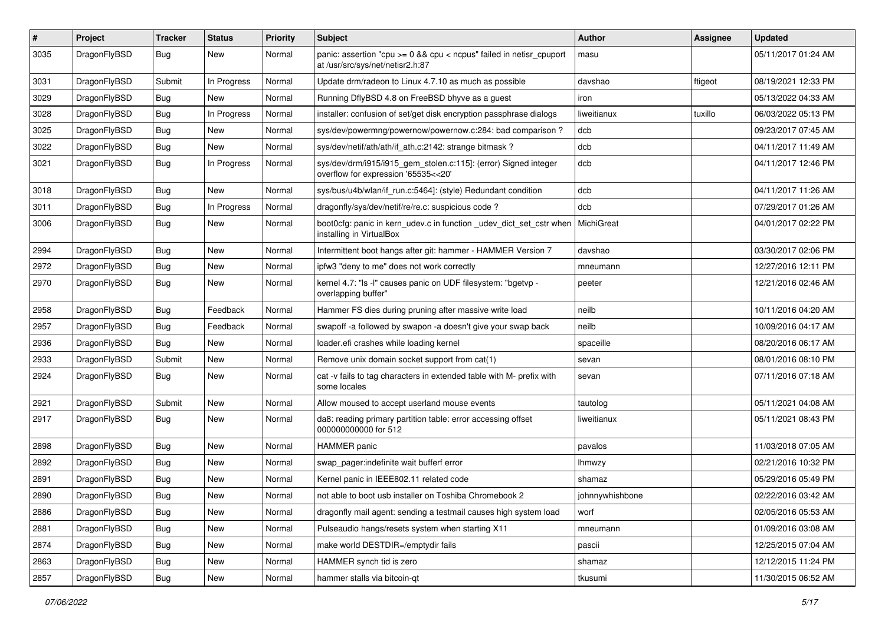| # | Project | Tracker | Status | Priority | Subject | Author | Assignee | Updated |
|---|---|---|---|---|---|---|---|---|
| 3035 | DragonFlyBSD | Bug | New | Normal | panic: assertion "cpu >= 0 && cpu < ncpus" failed in netisr_cpuport at /usr/src/sys/net/netisr2.h:87 | masu | | 05/11/2017 01:24 AM |
| 3031 | DragonFlyBSD | Submit | In Progress | Normal | Update drm/radeon to Linux 4.7.10 as much as possible | davshao | ftigeot | 08/19/2021 12:33 PM |
| 3029 | DragonFlyBSD | Bug | New | Normal | Running DflyBSD 4.8 on FreeBSD bhyve as a guest | iron | | 05/13/2022 04:33 AM |
| 3028 | DragonFlyBSD | Bug | In Progress | Normal | installer: confusion of set/get disk encryption passphrase dialogs | liweitianux | tuxillo | 06/03/2022 05:13 PM |
| 3025 | DragonFlyBSD | Bug | New | Normal | sys/dev/powermng/powernow/powernow.c:284: bad comparison ? | dcb | | 09/23/2017 07:45 AM |
| 3022 | DragonFlyBSD | Bug | New | Normal | sys/dev/netif/ath/ath/if_ath.c:2142: strange bitmask ? | dcb | | 04/11/2017 11:49 AM |
| 3021 | DragonFlyBSD | Bug | In Progress | Normal | sys/dev/drm/i915/i915_gem_stolen.c:115]: (error) Signed integer overflow for expression '65535<<20' | dcb | | 04/11/2017 12:46 PM |
| 3018 | DragonFlyBSD | Bug | New | Normal | sys/bus/u4b/wlan/if_run.c:5464]: (style) Redundant condition | dcb | | 04/11/2017 11:26 AM |
| 3011 | DragonFlyBSD | Bug | In Progress | Normal | dragonfly/sys/dev/netif/re/re.c: suspicious code ? | dcb | | 07/29/2017 01:26 AM |
| 3006 | DragonFlyBSD | Bug | New | Normal | boot0cfg: panic in kern_udev.c in function _udev_dict_set_cstr when installing in VirtualBox | MichiGreat | | 04/01/2017 02:22 PM |
| 2994 | DragonFlyBSD | Bug | New | Normal | Intermittent boot hangs after git: hammer - HAMMER Version 7 | davshao | | 03/30/2017 02:06 PM |
| 2972 | DragonFlyBSD | Bug | New | Normal | ipfw3 "deny to me" does not work correctly | mneumann | | 12/27/2016 12:11 PM |
| 2970 | DragonFlyBSD | Bug | New | Normal | kernel 4.7: "ls -l" causes panic on UDF filesystem: "bgetvp - overlapping buffer" | peeter | | 12/21/2016 02:46 AM |
| 2958 | DragonFlyBSD | Bug | Feedback | Normal | Hammer FS dies during pruning after massive write load | neilb | | 10/11/2016 04:20 AM |
| 2957 | DragonFlyBSD | Bug | Feedback | Normal | swapoff -a followed by swapon -a doesn't give your swap back | neilb | | 10/09/2016 04:17 AM |
| 2936 | DragonFlyBSD | Bug | New | Normal | loader.efi crashes while loading kernel | spaceille | | 08/20/2016 06:17 AM |
| 2933 | DragonFlyBSD | Submit | New | Normal | Remove unix domain socket support from cat(1) | sevan | | 08/01/2016 08:10 PM |
| 2924 | DragonFlyBSD | Bug | New | Normal | cat -v fails to tag characters in extended table with M- prefix with some locales | sevan | | 07/11/2016 07:18 AM |
| 2921 | DragonFlyBSD | Submit | New | Normal | Allow moused to accept userland mouse events | tautolog | | 05/11/2021 04:08 AM |
| 2917 | DragonFlyBSD | Bug | New | Normal | da8: reading primary partition table: error accessing offset 000000000000 for 512 | liweitianux | | 05/11/2021 08:43 PM |
| 2898 | DragonFlyBSD | Bug | New | Normal | HAMMER panic | pavalos | | 11/03/2018 07:05 AM |
| 2892 | DragonFlyBSD | Bug | New | Normal | swap_pager:indefinite wait bufferf error | lhmwzy | | 02/21/2016 10:32 PM |
| 2891 | DragonFlyBSD | Bug | New | Normal | Kernel panic in IEEE802.11 related code | shamaz | | 05/29/2016 05:49 PM |
| 2890 | DragonFlyBSD | Bug | New | Normal | not able to boot usb installer on Toshiba Chromebook 2 | johnnywhishbone | | 02/22/2016 03:42 AM |
| 2886 | DragonFlyBSD | Bug | New | Normal | dragonfly mail agent: sending a testmail causes high system load | worf | | 02/05/2016 05:53 AM |
| 2881 | DragonFlyBSD | Bug | New | Normal | Pulseaudio hangs/resets system when starting X11 | mneumann | | 01/09/2016 03:08 AM |
| 2874 | DragonFlyBSD | Bug | New | Normal | make world DESTDIR=/emptydir fails | pascii | | 12/25/2015 07:04 AM |
| 2863 | DragonFlyBSD | Bug | New | Normal | HAMMER synch tid is zero | shamaz | | 12/12/2015 11:24 PM |
| 2857 | DragonFlyBSD | Bug | New | Normal | hammer stalls via bitcoin-qt | tkusumi | | 11/30/2015 06:52 AM |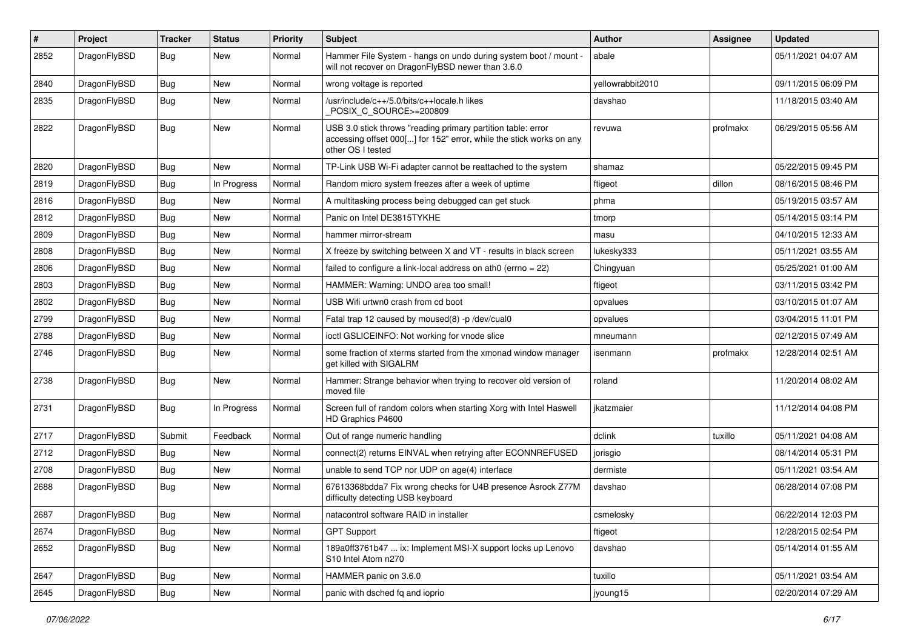| # | Project | Tracker | Status | Priority | Subject | Author | Assignee | Updated |
|---|---|---|---|---|---|---|---|---|
| 2852 | DragonFlyBSD | Bug | New | Normal | Hammer File System - hangs on undo during system boot / mount - will not recover on DragonFlyBSD newer than 3.6.0 | abale | | 05/11/2021 04:07 AM |
| 2840 | DragonFlyBSD | Bug | New | Normal | wrong voltage is reported | yellowrabbit2010 | | 09/11/2015 06:09 PM |
| 2835 | DragonFlyBSD | Bug | New | Normal | /usr/include/c++/5.0/bits/c++locale.h likes _POSIX_C_SOURCE>=200809 | davshao | | 11/18/2015 03:40 AM |
| 2822 | DragonFlyBSD | Bug | New | Normal | USB 3.0 stick throws "reading primary partition table: error accessing offset 000[...] for 152" error, while the stick works on any other OS I tested | revuwa | profmakx | 06/29/2015 05:56 AM |
| 2820 | DragonFlyBSD | Bug | New | Normal | TP-Link USB Wi-Fi adapter cannot be reattached to the system | shamaz | | 05/22/2015 09:45 PM |
| 2819 | DragonFlyBSD | Bug | In Progress | Normal | Random micro system freezes after a week of uptime | ftigeot | dillon | 08/16/2015 08:46 PM |
| 2816 | DragonFlyBSD | Bug | New | Normal | A multitasking process being debugged can get stuck | phma | | 05/19/2015 03:57 AM |
| 2812 | DragonFlyBSD | Bug | New | Normal | Panic on Intel DE3815TYKHE | tmorp | | 05/14/2015 03:14 PM |
| 2809 | DragonFlyBSD | Bug | New | Normal | hammer mirror-stream | masu | | 04/10/2015 12:33 AM |
| 2808 | DragonFlyBSD | Bug | New | Normal | X freeze by switching between X and VT - results in black screen | lukesky333 | | 05/11/2021 03:55 AM |
| 2806 | DragonFlyBSD | Bug | New | Normal | failed to configure a link-local address on ath0 (errno = 22) | Chingyuan | | 05/25/2021 01:00 AM |
| 2803 | DragonFlyBSD | Bug | New | Normal | HAMMER: Warning: UNDO area too small! | ftigeot | | 03/11/2015 03:42 PM |
| 2802 | DragonFlyBSD | Bug | New | Normal | USB Wifi urtwn0 crash from cd boot | opvalues | | 03/10/2015 01:07 AM |
| 2799 | DragonFlyBSD | Bug | New | Normal | Fatal trap 12 caused by moused(8) -p /dev/cual0 | opvalues | | 03/04/2015 11:01 PM |
| 2788 | DragonFlyBSD | Bug | New | Normal | ioctl GSLICEINFO: Not working for vnode slice | mneumann | | 02/12/2015 07:49 AM |
| 2746 | DragonFlyBSD | Bug | New | Normal | some fraction of xterms started from the xmonad window manager get killed with SIGALRM | isenmann | profmakx | 12/28/2014 02:51 AM |
| 2738 | DragonFlyBSD | Bug | New | Normal | Hammer: Strange behavior when trying to recover old version of moved file | roland | | 11/20/2014 08:02 AM |
| 2731 | DragonFlyBSD | Bug | In Progress | Normal | Screen full of random colors when starting Xorg with Intel Haswell HD Graphics P4600 | jkatzmaier | | 11/12/2014 04:08 PM |
| 2717 | DragonFlyBSD | Submit | Feedback | Normal | Out of range numeric handling | dclink | tuxillo | 05/11/2021 04:08 AM |
| 2712 | DragonFlyBSD | Bug | New | Normal | connect(2) returns EINVAL when retrying after ECONNREFUSED | jorisgio | | 08/14/2014 05:31 PM |
| 2708 | DragonFlyBSD | Bug | New | Normal | unable to send TCP nor UDP on age(4) interface | dermiste | | 05/11/2021 03:54 AM |
| 2688 | DragonFlyBSD | Bug | New | Normal | 67613368bdda7 Fix wrong checks for U4B presence Asrock Z77M difficulty detecting USB keyboard | davshao | | 06/28/2014 07:08 PM |
| 2687 | DragonFlyBSD | Bug | New | Normal | natacontrol software RAID in installer | csmelosky | | 06/22/2014 12:03 PM |
| 2674 | DragonFlyBSD | Bug | New | Normal | GPT Support | ftigeot | | 12/28/2015 02:54 PM |
| 2652 | DragonFlyBSD | Bug | New | Normal | 189a0ff3761b47 ... ix: Implement MSI-X support locks up Lenovo S10 Intel Atom n270 | davshao | | 05/14/2014 01:55 AM |
| 2647 | DragonFlyBSD | Bug | New | Normal | HAMMER panic on 3.6.0 | tuxillo | | 05/11/2021 03:54 AM |
| 2645 | DragonFlyBSD | Bug | New | Normal | panic with dsched fq and ioprio | jyoung15 | | 02/20/2014 07:29 AM |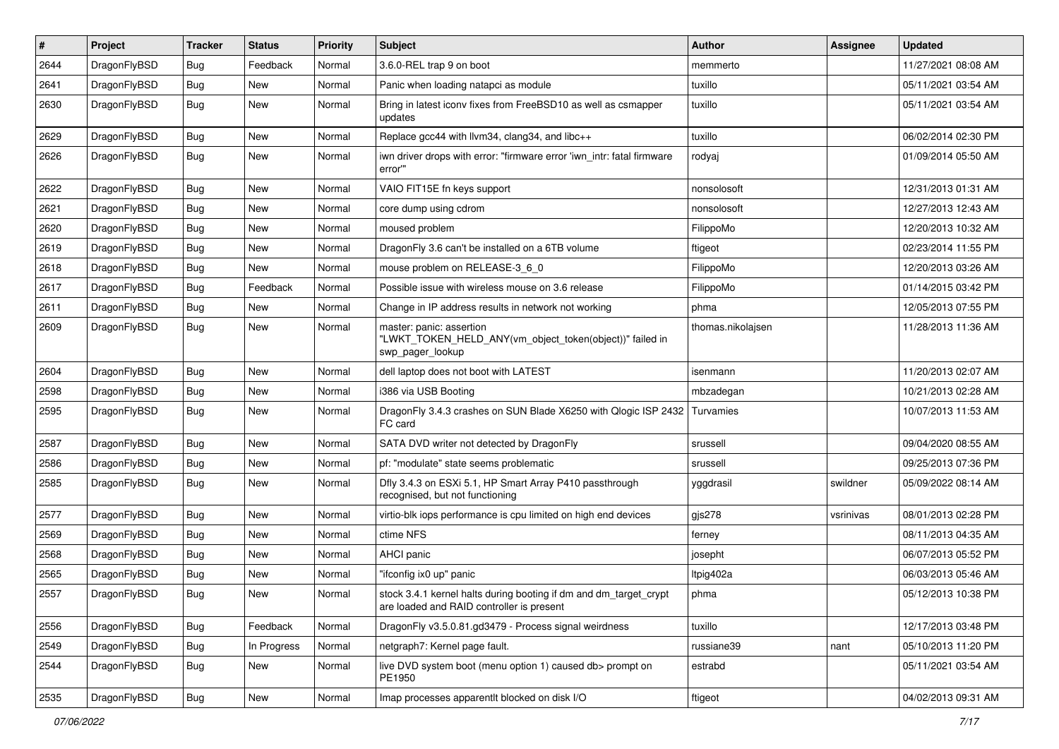| # | Project | Tracker | Status | Priority | Subject | Author | Assignee | Updated |
|---|---|---|---|---|---|---|---|---|
| 2644 | DragonFlyBSD | Bug | Feedback | Normal | 3.6.0-REL trap 9 on boot | memmerto | | 11/27/2021 08:08 AM |
| 2641 | DragonFlyBSD | Bug | New | Normal | Panic when loading natapci as module | tuxillo | | 05/11/2021 03:54 AM |
| 2630 | DragonFlyBSD | Bug | New | Normal | Bring in latest iconv fixes from FreeBSD10 as well as csmapper updates | tuxillo | | 05/11/2021 03:54 AM |
| 2629 | DragonFlyBSD | Bug | New | Normal | Replace gcc44 with llvm34, clang34, and libc++ | tuxillo | | 06/02/2014 02:30 PM |
| 2626 | DragonFlyBSD | Bug | New | Normal | iwn driver drops with error: "firmware error 'iwn_intr: fatal firmware error'" | rodyaj | | 01/09/2014 05:50 AM |
| 2622 | DragonFlyBSD | Bug | New | Normal | VAIO FIT15E fn keys support | nonsolosoft | | 12/31/2013 01:31 AM |
| 2621 | DragonFlyBSD | Bug | New | Normal | core dump using cdrom | nonsolosoft | | 12/27/2013 12:43 AM |
| 2620 | DragonFlyBSD | Bug | New | Normal | moused problem | FilippoMo | | 12/20/2013 10:32 AM |
| 2619 | DragonFlyBSD | Bug | New | Normal | DragonFly 3.6 can't be installed on a 6TB volume | ftigeot | | 02/23/2014 11:55 PM |
| 2618 | DragonFlyBSD | Bug | New | Normal | mouse problem on RELEASE-3_6_0 | FilippoMo | | 12/20/2013 03:26 AM |
| 2617 | DragonFlyBSD | Bug | Feedback | Normal | Possible issue with wireless mouse on 3.6 release | FilippoMo | | 01/14/2015 03:42 PM |
| 2611 | DragonFlyBSD | Bug | New | Normal | Change in IP address results in network not working | phma | | 12/05/2013 07:55 PM |
| 2609 | DragonFlyBSD | Bug | New | Normal | master: panic: assertion "LWKT_TOKEN_HELD_ANY(vm_object_token(object))" failed in swp_pager_lookup | thomas.nikolajsen | | 11/28/2013 11:36 AM |
| 2604 | DragonFlyBSD | Bug | New | Normal | dell laptop does not boot with LATEST | isenmann | | 11/20/2013 02:07 AM |
| 2598 | DragonFlyBSD | Bug | New | Normal | i386 via USB Booting | mbzadegan | | 10/21/2013 02:28 AM |
| 2595 | DragonFlyBSD | Bug | New | Normal | DragonFly 3.4.3 crashes on SUN Blade X6250 with Qlogic ISP 2432 FC card | Turvamies | | 10/07/2013 11:53 AM |
| 2587 | DragonFlyBSD | Bug | New | Normal | SATA DVD writer not detected by DragonFly | srussell | | 09/04/2020 08:55 AM |
| 2586 | DragonFlyBSD | Bug | New | Normal | pf: "modulate" state seems problematic | srussell | | 09/25/2013 07:36 PM |
| 2585 | DragonFlyBSD | Bug | New | Normal | Dfly 3.4.3 on ESXi 5.1, HP Smart Array P410 passthrough recognised, but not functioning | yggdrasil | swildner | 05/09/2022 08:14 AM |
| 2577 | DragonFlyBSD | Bug | New | Normal | virtio-blk iops performance is cpu limited on high end devices | gjs278 | vsrinivas | 08/01/2013 02:28 PM |
| 2569 | DragonFlyBSD | Bug | New | Normal | ctime NFS | ferney | | 08/11/2013 04:35 AM |
| 2568 | DragonFlyBSD | Bug | New | Normal | AHCI panic | josepht | | 06/07/2013 05:52 PM |
| 2565 | DragonFlyBSD | Bug | New | Normal | "ifconfig ix0 up" panic | ltpig402a | | 06/03/2013 05:46 AM |
| 2557 | DragonFlyBSD | Bug | New | Normal | stock 3.4.1 kernel halts during booting if dm and dm_target_crypt are loaded and RAID controller is present | phma | | 05/12/2013 10:38 PM |
| 2556 | DragonFlyBSD | Bug | Feedback | Normal | DragonFly v3.5.0.81.gd3479 - Process signal weirdness | tuxillo | | 12/17/2013 03:48 PM |
| 2549 | DragonFlyBSD | Bug | In Progress | Normal | netgraph7: Kernel page fault. | russiane39 | nant | 05/10/2013 11:20 PM |
| 2544 | DragonFlyBSD | Bug | New | Normal | live DVD system boot (menu option 1) caused db> prompt on PE1950 | estrabd | | 05/11/2021 03:54 AM |
| 2535 | DragonFlyBSD | Bug | New | Normal | Imap processes apparentlt blocked on disk I/O | ftigeot | | 04/02/2013 09:31 AM |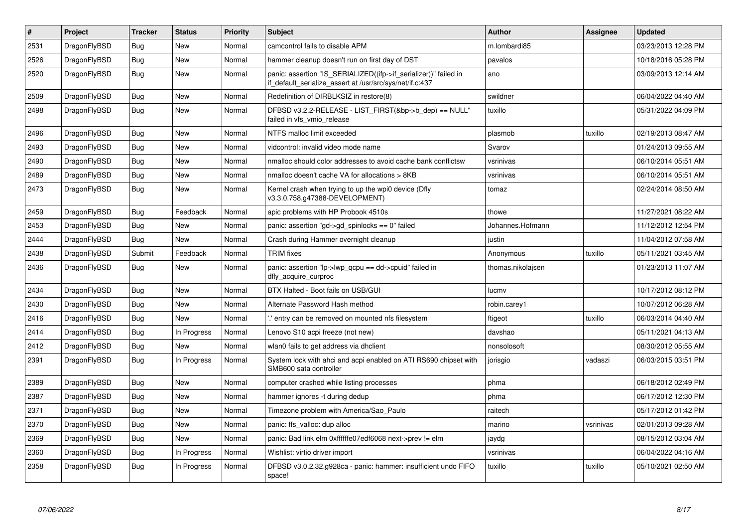| # | Project | Tracker | Status | Priority | Subject | Author | Assignee | Updated |
|---|---|---|---|---|---|---|---|---|
| 2531 | DragonFlyBSD | Bug | New | Normal | camcontrol fails to disable APM | m.lombardi85 | | 03/23/2013 12:28 PM |
| 2526 | DragonFlyBSD | Bug | New | Normal | hammer cleanup doesn't run on first day of DST | pavalos | | 10/18/2016 05:28 PM |
| 2520 | DragonFlyBSD | Bug | New | Normal | panic: assertion "IS_SERIALIZED((ifp->if_serializer))" failed in if_default_serialize_assert at /usr/src/sys/net/if.c:437 | ano | | 03/09/2013 12:14 AM |
| 2509 | DragonFlyBSD | Bug | New | Normal | Redefinition of DIRBLKSIZ in restore(8) | swildner | | 06/04/2022 04:40 AM |
| 2498 | DragonFlyBSD | Bug | New | Normal | DFBSD v3.2.2-RELEASE - LIST_FIRST(&bp->b_dep) == NULL" failed in vfs_vmio_release | tuxillo | | 05/31/2022 04:09 PM |
| 2496 | DragonFlyBSD | Bug | New | Normal | NTFS malloc limit exceeded | plasmob | tuxillo | 02/19/2013 08:47 AM |
| 2493 | DragonFlyBSD | Bug | New | Normal | vidcontrol: invalid video mode name | Svarov | | 01/24/2013 09:55 AM |
| 2490 | DragonFlyBSD | Bug | New | Normal | nmalloc should color addresses to avoid cache bank conflictsw | vsrinivas | | 06/10/2014 05:51 AM |
| 2489 | DragonFlyBSD | Bug | New | Normal | nmalloc doesn't cache VA for allocations > 8KB | vsrinivas | | 06/10/2014 05:51 AM |
| 2473 | DragonFlyBSD | Bug | New | Normal | Kernel crash when trying to up the wpi0 device (Dfly v3.3.0.758.g47388-DEVELOPMENT) | tomaz | | 02/24/2014 08:50 AM |
| 2459 | DragonFlyBSD | Bug | Feedback | Normal | apic problems with HP Probook 4510s | thowe | | 11/27/2021 08:22 AM |
| 2453 | DragonFlyBSD | Bug | New | Normal | panic: assertion "gd->gd_spinlocks == 0" failed | Johannes.Hofmann | | 11/12/2012 12:54 PM |
| 2444 | DragonFlyBSD | Bug | New | Normal | Crash during Hammer overnight cleanup | justin | | 11/04/2012 07:58 AM |
| 2438 | DragonFlyBSD | Submit | Feedback | Normal | TRIM fixes | Anonymous | tuxillo | 05/11/2021 03:45 AM |
| 2436 | DragonFlyBSD | Bug | New | Normal | panic: assertion "lp->lwp_qcpu == dd->cpuid" failed in dfly_acquire_curproc | thomas.nikolajsen | | 01/23/2013 11:07 AM |
| 2434 | DragonFlyBSD | Bug | New | Normal | BTX Halted - Boot fails on USB/GUI | lucmv | | 10/17/2012 08:12 PM |
| 2430 | DragonFlyBSD | Bug | New | Normal | Alternate Password Hash method | robin.carey1 | | 10/07/2012 06:28 AM |
| 2416 | DragonFlyBSD | Bug | New | Normal | '.' entry can be removed on mounted nfs filesystem | ftigeot | tuxillo | 06/03/2014 04:40 AM |
| 2414 | DragonFlyBSD | Bug | In Progress | Normal | Lenovo S10 acpi freeze (not new) | davshao | | 05/11/2021 04:13 AM |
| 2412 | DragonFlyBSD | Bug | New | Normal | wlan0 fails to get address via dhclient | nonsolosoft | | 08/30/2012 05:55 AM |
| 2391 | DragonFlyBSD | Bug | In Progress | Normal | System lock with ahci and acpi enabled on ATI RS690 chipset with SMB600 sata controller | jorisgio | vadaszi | 06/03/2015 03:51 PM |
| 2389 | DragonFlyBSD | Bug | New | Normal | computer crashed while listing processes | phma | | 06/18/2012 02:49 PM |
| 2387 | DragonFlyBSD | Bug | New | Normal | hammer ignores -t during dedup | phma | | 06/17/2012 12:30 PM |
| 2371 | DragonFlyBSD | Bug | New | Normal | Timezone problem with America/Sao_Paulo | raitech | | 05/17/2012 01:42 PM |
| 2370 | DragonFlyBSD | Bug | New | Normal | panic: ffs_valloc: dup alloc | marino | vsrinivas | 02/01/2013 09:28 AM |
| 2369 | DragonFlyBSD | Bug | New | Normal | panic: Bad link elm 0xffffffe07edf6068 next->prev != elm | jaydg | | 08/15/2012 03:04 AM |
| 2360 | DragonFlyBSD | Bug | In Progress | Normal | Wishlist: virtio driver import | vsrinivas | | 06/04/2022 04:16 AM |
| 2358 | DragonFlyBSD | Bug | In Progress | Normal | DFBSD v3.0.2.32.g928ca - panic: hammer: insufficient undo FIFO space! | tuxillo | tuxillo | 05/10/2021 02:50 AM |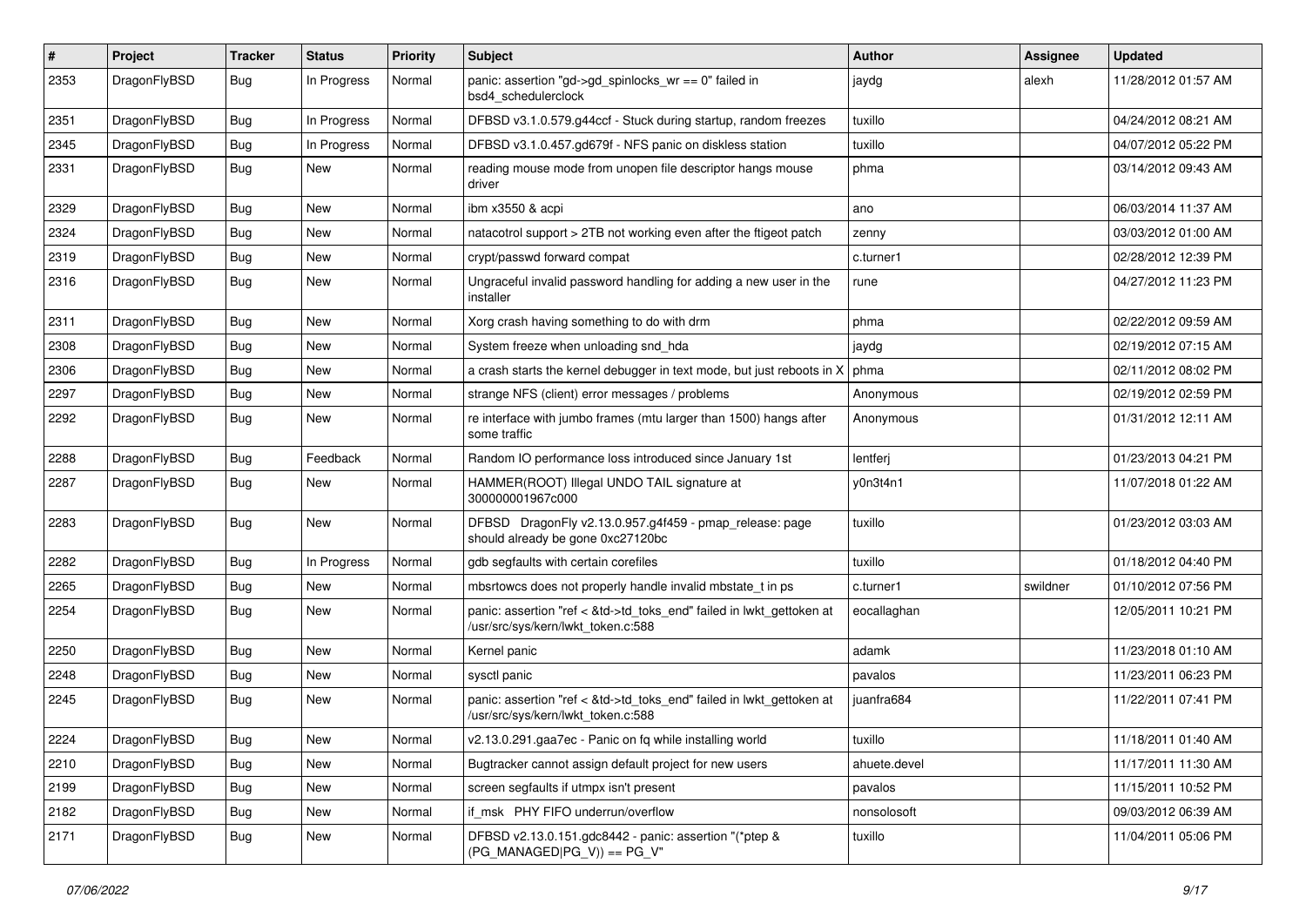| # | Project | Tracker | Status | Priority | Subject | Author | Assignee | Updated |
|---|---|---|---|---|---|---|---|---|
| 2353 | DragonFlyBSD | Bug | In Progress | Normal | panic: assertion "gd->gd_spinlocks_wr == 0" failed in bsd4_schedulerclock | jaydg | alexh | 11/28/2012 01:57 AM |
| 2351 | DragonFlyBSD | Bug | In Progress | Normal | DFBSD v3.1.0.579.g44ccf - Stuck during startup, random freezes | tuxillo | | 04/24/2012 08:21 AM |
| 2345 | DragonFlyBSD | Bug | In Progress | Normal | DFBSD v3.1.0.457.gd679f - NFS panic on diskless station | tuxillo | | 04/07/2012 05:22 PM |
| 2331 | DragonFlyBSD | Bug | New | Normal | reading mouse mode from unopen file descriptor hangs mouse driver | phma | | 03/14/2012 09:43 AM |
| 2329 | DragonFlyBSD | Bug | New | Normal | ibm x3550 & acpi | ano | | 06/03/2014 11:37 AM |
| 2324 | DragonFlyBSD | Bug | New | Normal | natacotrol support > 2TB not working even after the ftigeot patch | zenny | | 03/03/2012 01:00 AM |
| 2319 | DragonFlyBSD | Bug | New | Normal | crypt/passwd forward compat | c.turner1 | | 02/28/2012 12:39 PM |
| 2316 | DragonFlyBSD | Bug | New | Normal | Ungraceful invalid password handling for adding a new user in the installer | rune | | 04/27/2012 11:23 PM |
| 2311 | DragonFlyBSD | Bug | New | Normal | Xorg crash having something to do with drm | phma | | 02/22/2012 09:59 AM |
| 2308 | DragonFlyBSD | Bug | New | Normal | System freeze when unloading snd_hda | jaydg | | 02/19/2012 07:15 AM |
| 2306 | DragonFlyBSD | Bug | New | Normal | a crash starts the kernel debugger in text mode, but just reboots in X | phma | | 02/11/2012 08:02 PM |
| 2297 | DragonFlyBSD | Bug | New | Normal | strange NFS (client) error messages / problems | Anonymous | | 02/19/2012 02:59 PM |
| 2292 | DragonFlyBSD | Bug | New | Normal | re interface with jumbo frames (mtu larger than 1500) hangs after some traffic | Anonymous | | 01/31/2012 12:11 AM |
| 2288 | DragonFlyBSD | Bug | Feedback | Normal | Random IO performance loss introduced since January 1st | lentferj | | 01/23/2013 04:21 PM |
| 2287 | DragonFlyBSD | Bug | New | Normal | HAMMER(ROOT) Illegal UNDO TAIL signature at 300000001967c000 | y0n3t4n1 | | 11/07/2018 01:22 AM |
| 2283 | DragonFlyBSD | Bug | New | Normal | DFBSD DragonFly v2.13.0.957.g4f459 - pmap_release: page should already be gone 0xc27120bc | tuxillo | | 01/23/2012 03:03 AM |
| 2282 | DragonFlyBSD | Bug | In Progress | Normal | gdb segfaults with certain corefiles | tuxillo | | 01/18/2012 04:40 PM |
| 2265 | DragonFlyBSD | Bug | New | Normal | mbsrtowcs does not properly handle invalid mbstate_t in ps | c.turner1 | swildner | 01/10/2012 07:56 PM |
| 2254 | DragonFlyBSD | Bug | New | Normal | panic: assertion "ref < &td->td_toks_end" failed in lwkt_gettoken at /usr/src/sys/kern/lwkt_token.c:588 | eocallaghan | | 12/05/2011 10:21 PM |
| 2250 | DragonFlyBSD | Bug | New | Normal | Kernel panic | adamk | | 11/23/2018 01:10 AM |
| 2248 | DragonFlyBSD | Bug | New | Normal | sysctl panic | pavalos | | 11/23/2011 06:23 PM |
| 2245 | DragonFlyBSD | Bug | New | Normal | panic: assertion "ref < &td->td_toks_end" failed in lwkt_gettoken at /usr/src/sys/kern/lwkt_token.c:588 | juanfra684 | | 11/22/2011 07:41 PM |
| 2224 | DragonFlyBSD | Bug | New | Normal | v2.13.0.291.gaa7ec - Panic on fq while installing world | tuxillo | | 11/18/2011 01:40 AM |
| 2210 | DragonFlyBSD | Bug | New | Normal | Bugtracker cannot assign default project for new users | ahuete.devel | | 11/17/2011 11:30 AM |
| 2199 | DragonFlyBSD | Bug | New | Normal | screen segfaults if utmpx isn't present | pavalos | | 11/15/2011 10:52 PM |
| 2182 | DragonFlyBSD | Bug | New | Normal | if_msk PHY FIFO underrun/overflow | nonsolosoft | | 09/03/2012 06:39 AM |
| 2171 | DragonFlyBSD | Bug | New | Normal | DFBSD v2.13.0.151.gdc8442 - panic: assertion "(*ptep & (PG_MANAGED\|PG_V)) == PG_V" | tuxillo | | 11/04/2011 05:06 PM |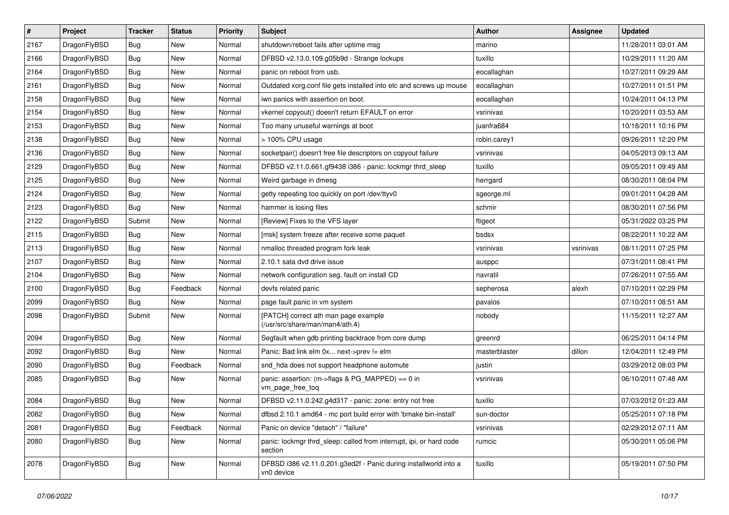| # | Project | Tracker | Status | Priority | Subject | Author | Assignee | Updated |
|---|---|---|---|---|---|---|---|---|
| 2167 | DragonFlyBSD | Bug | New | Normal | shutdown/reboot fails after uptime msg | marino | | 11/28/2011 03:01 AM |
| 2166 | DragonFlyBSD | Bug | New | Normal | DFBSD v2.13.0.109.g05b9d - Strange lockups | tuxillo | | 10/29/2011 11:20 AM |
| 2164 | DragonFlyBSD | Bug | New | Normal | panic on reboot from usb. | eocallaghan | | 10/27/2011 09:29 AM |
| 2161 | DragonFlyBSD | Bug | New | Normal | Outdated xorg.conf file gets installed into etc and screws up mouse | eocallaghan | | 10/27/2011 01:51 PM |
| 2158 | DragonFlyBSD | Bug | New | Normal | iwn panics with assertion on boot. | eocallaghan | | 10/24/2011 04:13 PM |
| 2154 | DragonFlyBSD | Bug | New | Normal | vkernel copyout() doesn't return EFAULT on error | vsrinivas | | 10/20/2011 03:53 AM |
| 2153 | DragonFlyBSD | Bug | New | Normal | Too many unuseful warnings at boot | juanfra684 | | 10/18/2011 10:16 PM |
| 2138 | DragonFlyBSD | Bug | New | Normal | > 100% CPU usage | robin.carey1 | | 09/26/2011 12:20 PM |
| 2136 | DragonFlyBSD | Bug | New | Normal | socketpair() doesn't free file descriptors on copyout failure | vsrinivas | | 04/05/2013 09:13 AM |
| 2129 | DragonFlyBSD | Bug | New | Normal | DFBSD v2.11.0.661.gf9438 i386 - panic: lockmgr thrd_sleep | tuxillo | | 09/05/2011 09:49 AM |
| 2125 | DragonFlyBSD | Bug | New | Normal | Weird garbage in dmesg | herrgard | | 08/30/2011 08:04 PM |
| 2124 | DragonFlyBSD | Bug | New | Normal | getty repeating too quickly on port /dev/ttyv0 | sgeorge.ml | | 09/01/2011 04:28 AM |
| 2123 | DragonFlyBSD | Bug | New | Normal | hammer is losing files | schmir | | 08/30/2011 07:56 PM |
| 2122 | DragonFlyBSD | Submit | New | Normal | [Review] Fixes to the VFS layer | ftigeot | | 05/31/2022 03:25 PM |
| 2115 | DragonFlyBSD | Bug | New | Normal | [msk] system freeze after receive some paquet | bsdsx | | 08/22/2011 10:22 AM |
| 2113 | DragonFlyBSD | Bug | New | Normal | nmalloc threaded program fork leak | vsrinivas | vsrinivas | 08/11/2011 07:25 PM |
| 2107 | DragonFlyBSD | Bug | New | Normal | 2.10.1 sata dvd drive issue | ausppc | | 07/31/2011 08:41 PM |
| 2104 | DragonFlyBSD | Bug | New | Normal | network configuration seg. fault on install CD | navratil | | 07/26/2011 07:55 AM |
| 2100 | DragonFlyBSD | Bug | Feedback | Normal | devfs related panic | sepherosa | alexh | 07/10/2011 02:29 PM |
| 2099 | DragonFlyBSD | Bug | New | Normal | page fault panic in vm system | pavalos | | 07/10/2011 08:51 AM |
| 2098 | DragonFlyBSD | Submit | New | Normal | [PATCH] correct ath man page example (/usr/src/share/man/man4/ath.4) | nobody | | 11/15/2011 12:27 AM |
| 2094 | DragonFlyBSD | Bug | New | Normal | Segfault when gdb printing backtrace from core dump | greenrd | | 06/25/2011 04:14 PM |
| 2092 | DragonFlyBSD | Bug | New | Normal | Panic: Bad link elm 0x... next->prev != elm | masterblaster | dillon | 12/04/2011 12:49 PM |
| 2090 | DragonFlyBSD | Bug | Feedback | Normal | snd_hda does not support headphone automute | justin | | 03/29/2012 08:03 PM |
| 2085 | DragonFlyBSD | Bug | New | Normal | panic: assertion: (m->flags & PG_MAPPED) == 0 in vm_page_free_toq | vsrinivas | | 06/10/2011 07:48 AM |
| 2084 | DragonFlyBSD | Bug | New | Normal | DFBSD v2.11.0.242.g4d317 - panic: zone: entry not free | tuxillo | | 07/03/2012 01:23 AM |
| 2082 | DragonFlyBSD | Bug | New | Normal | dfbsd 2.10.1 amd64 - mc port build error with 'bmake bin-install' | sun-doctor | | 05/25/2011 07:18 PM |
| 2081 | DragonFlyBSD | Bug | Feedback | Normal | Panic on device "detach" / "failure" | vsrinivas | | 02/29/2012 07:11 AM |
| 2080 | DragonFlyBSD | Bug | New | Normal | panic: lockmgr thrd_sleep: called from interrupt, ipi, or hard code section | rumcic | | 05/30/2011 05:06 PM |
| 2078 | DragonFlyBSD | Bug | New | Normal | DFBSD i386 v2.11.0.201.g3ed2f - Panic during installworld into a vn0 device | tuxillo | | 05/19/2011 07:50 PM |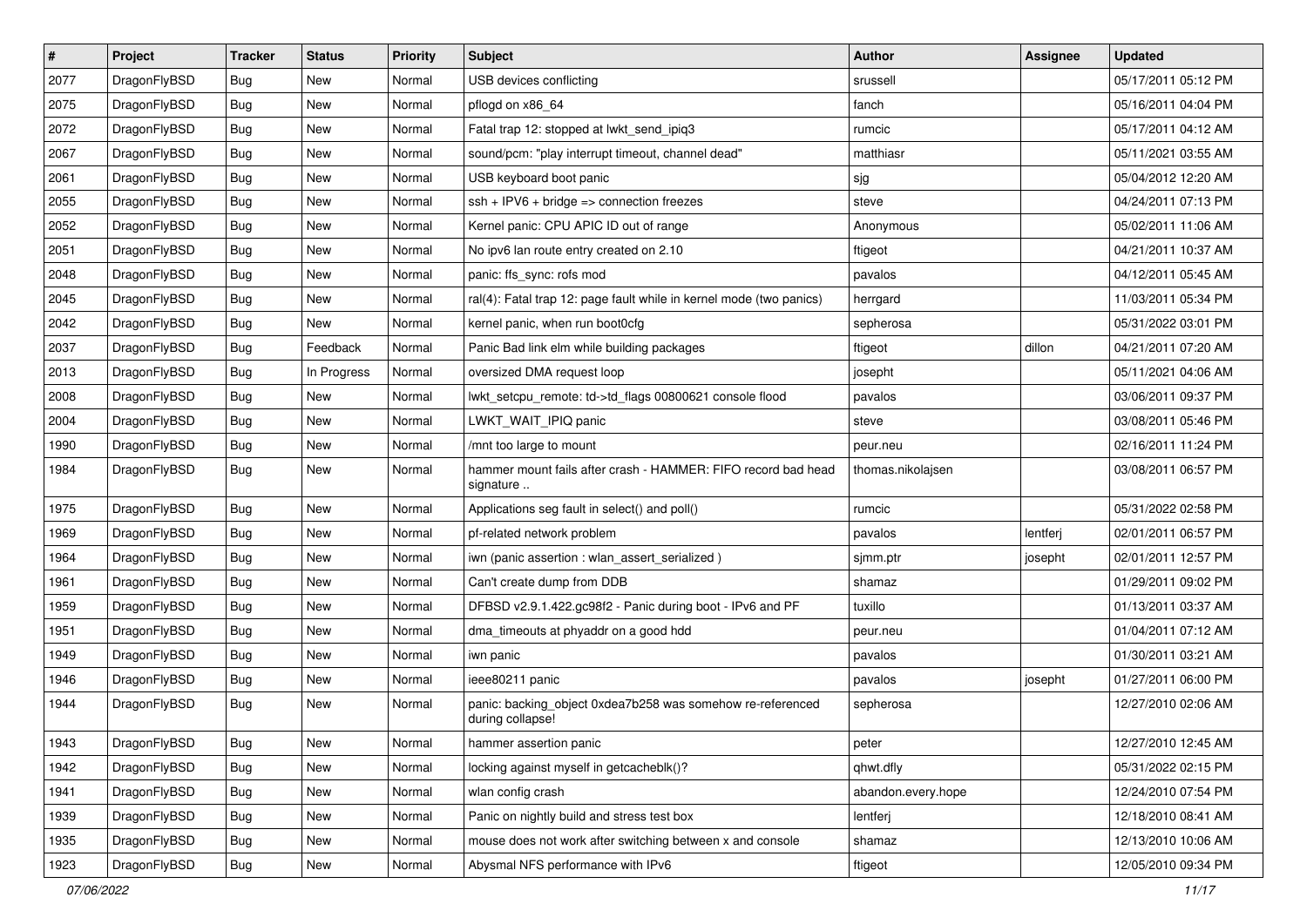| # | Project | Tracker | Status | Priority | Subject | Author | Assignee | Updated |
|---|---|---|---|---|---|---|---|---|
| 2077 | DragonFlyBSD | Bug | New | Normal | USB devices conflicting | srussell | | 05/17/2011 05:12 PM |
| 2075 | DragonFlyBSD | Bug | New | Normal | pflogd on x86_64 | fanch | | 05/16/2011 04:04 PM |
| 2072 | DragonFlyBSD | Bug | New | Normal | Fatal trap 12: stopped at lwkt_send_ipiq3 | rumcic | | 05/17/2011 04:12 AM |
| 2067 | DragonFlyBSD | Bug | New | Normal | sound/pcm: "play interrupt timeout, channel dead" | matthiasr | | 05/11/2021 03:55 AM |
| 2061 | DragonFlyBSD | Bug | New | Normal | USB keyboard boot panic | sjg | | 05/04/2012 12:20 AM |
| 2055 | DragonFlyBSD | Bug | New | Normal | ssh + IPV6 + bridge => connection freezes | steve | | 04/24/2011 07:13 PM |
| 2052 | DragonFlyBSD | Bug | New | Normal | Kernel panic: CPU APIC ID out of range | Anonymous | | 05/02/2011 11:06 AM |
| 2051 | DragonFlyBSD | Bug | New | Normal | No ipv6 lan route entry created on 2.10 | ftigeot | | 04/21/2011 10:37 AM |
| 2048 | DragonFlyBSD | Bug | New | Normal | panic: ffs_sync: rofs mod | pavalos | | 04/12/2011 05:45 AM |
| 2045 | DragonFlyBSD | Bug | New | Normal | ral(4): Fatal trap 12: page fault while in kernel mode (two panics) | herrgard | | 11/03/2011 05:34 PM |
| 2042 | DragonFlyBSD | Bug | New | Normal | kernel panic, when run boot0cfg | sepherosa | | 05/31/2022 03:01 PM |
| 2037 | DragonFlyBSD | Bug | Feedback | Normal | Panic Bad link elm while building packages | ftigeot | dillon | 04/21/2011 07:20 AM |
| 2013 | DragonFlyBSD | Bug | In Progress | Normal | oversized DMA request loop | josepht | | 05/11/2021 04:06 AM |
| 2008 | DragonFlyBSD | Bug | New | Normal | lwkt_setcpu_remote: td->td_flags 00800621 console flood | pavalos | | 03/06/2011 09:37 PM |
| 2004 | DragonFlyBSD | Bug | New | Normal | LWKT_WAIT_IPIQ panic | steve | | 03/08/2011 05:46 PM |
| 1990 | DragonFlyBSD | Bug | New | Normal | /mnt too large to mount | peur.neu | | 02/16/2011 11:24 PM |
| 1984 | DragonFlyBSD | Bug | New | Normal | hammer mount fails after crash - HAMMER: FIFO record bad head signature .. | thomas.nikolajsen | | 03/08/2011 06:57 PM |
| 1975 | DragonFlyBSD | Bug | New | Normal | Applications seg fault in select() and poll() | rumcic | | 05/31/2022 02:58 PM |
| 1969 | DragonFlyBSD | Bug | New | Normal | pf-related network problem | pavalos | lentferj | 02/01/2011 06:57 PM |
| 1964 | DragonFlyBSD | Bug | New | Normal | iwn (panic assertion : wlan_assert_serialized ) | sjmm.ptr | josepht | 02/01/2011 12:57 PM |
| 1961 | DragonFlyBSD | Bug | New | Normal | Can't create dump from DDB | shamaz | | 01/29/2011 09:02 PM |
| 1959 | DragonFlyBSD | Bug | New | Normal | DFBSD v2.9.1.422.gc98f2 - Panic during boot - IPv6 and PF | tuxillo | | 01/13/2011 03:37 AM |
| 1951 | DragonFlyBSD | Bug | New | Normal | dma_timeouts at phyaddr on a good hdd | peur.neu | | 01/04/2011 07:12 AM |
| 1949 | DragonFlyBSD | Bug | New | Normal | iwn panic | pavalos | | 01/30/2011 03:21 AM |
| 1946 | DragonFlyBSD | Bug | New | Normal | ieee80211 panic | pavalos | josepht | 01/27/2011 06:00 PM |
| 1944 | DragonFlyBSD | Bug | New | Normal | panic: backing_object 0xdea7b258 was somehow re-referenced during collapse! | sepherosa | | 12/27/2010 02:06 AM |
| 1943 | DragonFlyBSD | Bug | New | Normal | hammer assertion panic | peter | | 12/27/2010 12:45 AM |
| 1942 | DragonFlyBSD | Bug | New | Normal | locking against myself in getcacheblk()? | qhwt.dfly | | 05/31/2022 02:15 PM |
| 1941 | DragonFlyBSD | Bug | New | Normal | wlan config crash | abandon.every.hope | | 12/24/2010 07:54 PM |
| 1939 | DragonFlyBSD | Bug | New | Normal | Panic on nightly build and stress test box | lentferj | | 12/18/2010 08:41 AM |
| 1935 | DragonFlyBSD | Bug | New | Normal | mouse does not work after switching between x and console | shamaz | | 12/13/2010 10:06 AM |
| 1923 | DragonFlyBSD | Bug | New | Normal | Abysmal NFS performance with IPv6 | ftigeot | | 12/05/2010 09:34 PM |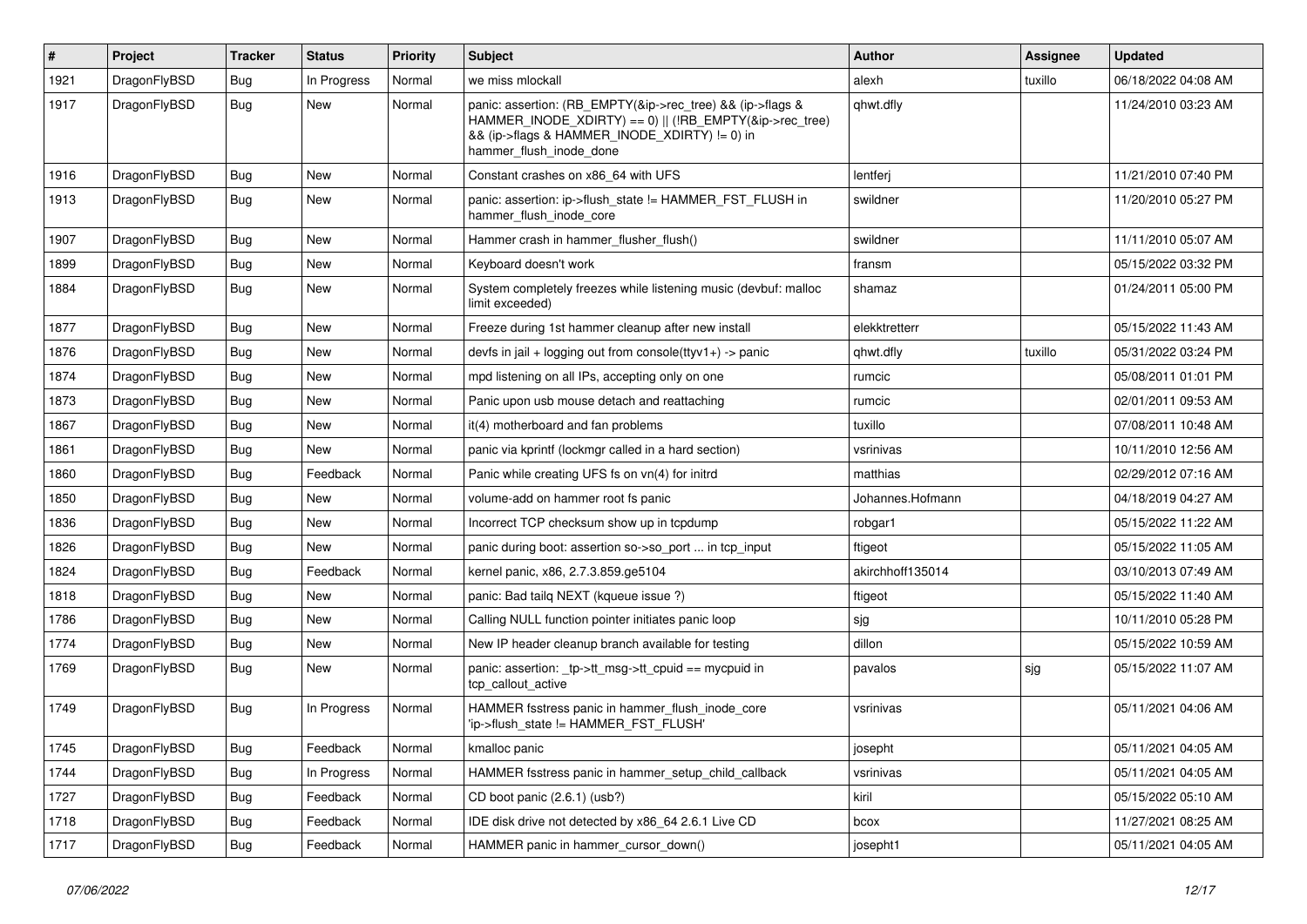| # | Project | Tracker | Status | Priority | Subject | Author | Assignee | Updated |
|---|---|---|---|---|---|---|---|---|
| 1921 | DragonFlyBSD | Bug | In Progress | Normal | we miss mlockall | alexh | tuxillo | 06/18/2022 04:08 AM |
| 1917 | DragonFlyBSD | Bug | New | Normal | panic: assertion: (RB_EMPTY(&ip->rec_tree) && (ip->flags & HAMMER_INODE_XDIRTY) == 0) \|\| (!RB_EMPTY(&ip->rec_tree) && (ip->flags & HAMMER_INODE_XDIRTY) != 0) in hammer_flush_inode_done | qhwt.dfly | | 11/24/2010 03:23 AM |
| 1916 | DragonFlyBSD | Bug | New | Normal | Constant crashes on x86_64 with UFS | lentferj | | 11/21/2010 07:40 PM |
| 1913 | DragonFlyBSD | Bug | New | Normal | panic: assertion: ip->flush_state != HAMMER_FST_FLUSH in hammer_flush_inode_core | swildner | | 11/20/2010 05:27 PM |
| 1907 | DragonFlyBSD | Bug | New | Normal | Hammer crash in hammer_flusher_flush() | swildner | | 11/11/2010 05:07 AM |
| 1899 | DragonFlyBSD | Bug | New | Normal | Keyboard doesn't work | fransm | | 05/15/2022 03:32 PM |
| 1884 | DragonFlyBSD | Bug | New | Normal | System completely freezes while listening music (devbuf: malloc limit exceeded) | shamaz | | 01/24/2011 05:00 PM |
| 1877 | DragonFlyBSD | Bug | New | Normal | Freeze during 1st hammer cleanup after new install | elekktretterr | | 05/15/2022 11:43 AM |
| 1876 | DragonFlyBSD | Bug | New | Normal | devfs in jail + logging out from console(ttyv1+) -> panic | qhwt.dfly | tuxillo | 05/31/2022 03:24 PM |
| 1874 | DragonFlyBSD | Bug | New | Normal | mpd listening on all IPs, accepting only on one | rumcic | | 05/08/2011 01:01 PM |
| 1873 | DragonFlyBSD | Bug | New | Normal | Panic upon usb mouse detach and reattaching | rumcic | | 02/01/2011 09:53 AM |
| 1867 | DragonFlyBSD | Bug | New | Normal | it(4) motherboard and fan problems | tuxillo | | 07/08/2011 10:48 AM |
| 1861 | DragonFlyBSD | Bug | New | Normal | panic via kprintf (lockmgr called in a hard section) | vsrinivas | | 10/11/2010 12:56 AM |
| 1860 | DragonFlyBSD | Bug | Feedback | Normal | Panic while creating UFS fs on vn(4) for initrd | matthias | | 02/29/2012 07:16 AM |
| 1850 | DragonFlyBSD | Bug | New | Normal | volume-add on hammer root fs panic | Johannes.Hofmann | | 04/18/2019 04:27 AM |
| 1836 | DragonFlyBSD | Bug | New | Normal | Incorrect TCP checksum show up in tcpdump | robgar1 | | 05/15/2022 11:22 AM |
| 1826 | DragonFlyBSD | Bug | New | Normal | panic during boot: assertion so->so_port ... in tcp_input | ftigeot | | 05/15/2022 11:05 AM |
| 1824 | DragonFlyBSD | Bug | Feedback | Normal | kernel panic, x86, 2.7.3.859.ge5104 | akirchhoff135014 | | 03/10/2013 07:49 AM |
| 1818 | DragonFlyBSD | Bug | New | Normal | panic: Bad tailq NEXT (kqueue issue ?) | ftigeot | | 05/15/2022 11:40 AM |
| 1786 | DragonFlyBSD | Bug | New | Normal | Calling NULL function pointer initiates panic loop | sjg | | 10/11/2010 05:28 PM |
| 1774 | DragonFlyBSD | Bug | New | Normal | New IP header cleanup branch available for testing | dillon | | 05/15/2022 10:59 AM |
| 1769 | DragonFlyBSD | Bug | New | Normal | panic: assertion: _tp->tt_msg->tt_cpuid == mycpuid in tcp_callout_active | pavalos | sjg | 05/15/2022 11:07 AM |
| 1749 | DragonFlyBSD | Bug | In Progress | Normal | HAMMER fsstress panic in hammer_flush_inode_core 'ip->flush_state != HAMMER_FST_FLUSH' | vsrinivas | | 05/11/2021 04:06 AM |
| 1745 | DragonFlyBSD | Bug | Feedback | Normal | kmalloc panic | josepht | | 05/11/2021 04:05 AM |
| 1744 | DragonFlyBSD | Bug | In Progress | Normal | HAMMER fsstress panic in hammer_setup_child_callback | vsrinivas | | 05/11/2021 04:05 AM |
| 1727 | DragonFlyBSD | Bug | Feedback | Normal | CD boot panic (2.6.1) (usb?) | kiril | | 05/15/2022 05:10 AM |
| 1718 | DragonFlyBSD | Bug | Feedback | Normal | IDE disk drive not detected by x86_64 2.6.1 Live CD | bcox | | 11/27/2021 08:25 AM |
| 1717 | DragonFlyBSD | Bug | Feedback | Normal | HAMMER panic in hammer_cursor_down() | josepht1 | | 05/11/2021 04:05 AM |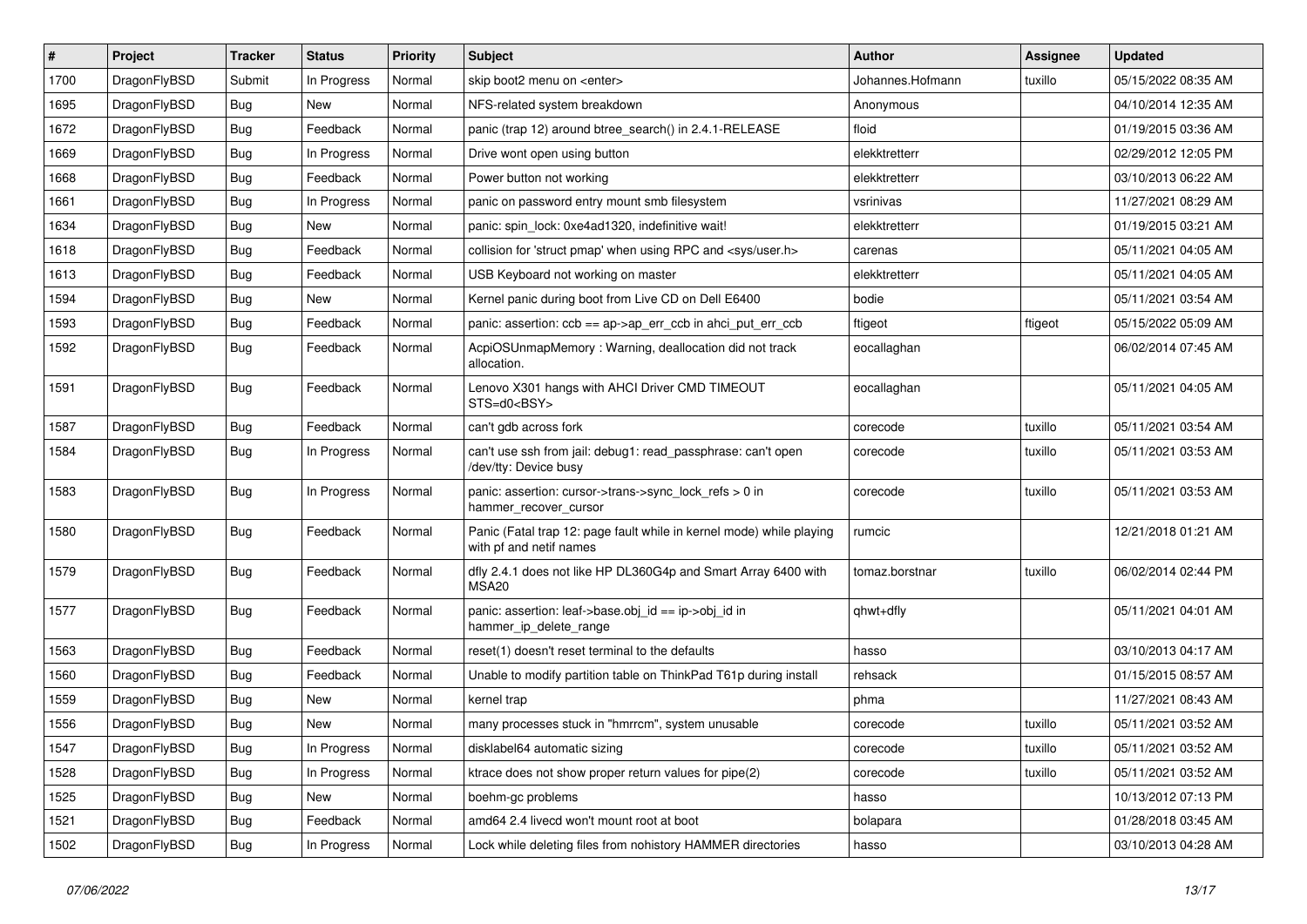| # | Project | Tracker | Status | Priority | Subject | Author | Assignee | Updated |
|---|---|---|---|---|---|---|---|---|
| 1700 | DragonFlyBSD | Submit | In Progress | Normal | skip boot2 menu on <enter> | Johannes.Hofmann | tuxillo | 05/15/2022 08:35 AM |
| 1695 | DragonFlyBSD | Bug | New | Normal | NFS-related system breakdown | Anonymous | | 04/10/2014 12:35 AM |
| 1672 | DragonFlyBSD | Bug | Feedback | Normal | panic (trap 12) around btree_search() in 2.4.1-RELEASE | floid | | 01/19/2015 03:36 AM |
| 1669 | DragonFlyBSD | Bug | In Progress | Normal | Drive wont open using button | elekktretterr | | 02/29/2012 12:05 PM |
| 1668 | DragonFlyBSD | Bug | Feedback | Normal | Power button not working | elekktretterr | | 03/10/2013 06:22 AM |
| 1661 | DragonFlyBSD | Bug | In Progress | Normal | panic on password entry mount smb filesystem | vsrinivas | | 11/27/2021 08:29 AM |
| 1634 | DragonFlyBSD | Bug | New | Normal | panic: spin_lock: 0xe4ad1320, indefinitive wait! | elekktretterr | | 01/19/2015 03:21 AM |
| 1618 | DragonFlyBSD | Bug | Feedback | Normal | collision for 'struct pmap' when using RPC and <sys/user.h> | carenas | | 05/11/2021 04:05 AM |
| 1613 | DragonFlyBSD | Bug | Feedback | Normal | USB Keyboard not working on master | elekktretterr | | 05/11/2021 04:05 AM |
| 1594 | DragonFlyBSD | Bug | New | Normal | Kernel panic during boot from Live CD on Dell E6400 | bodie | | 05/11/2021 03:54 AM |
| 1593 | DragonFlyBSD | Bug | Feedback | Normal | panic: assertion: ccb == ap->ap_err_ccb in ahci_put_err_ccb | ftigeot | ftigeot | 05/15/2022 05:09 AM |
| 1592 | DragonFlyBSD | Bug | Feedback | Normal | AcpiOSUnmapMemory : Warning, deallocation did not track allocation. | eocallaghan | | 06/02/2014 07:45 AM |
| 1591 | DragonFlyBSD | Bug | Feedback | Normal | Lenovo X301 hangs with AHCI Driver CMD TIMEOUT STS=d0<BSY> | eocallaghan | | 05/11/2021 04:05 AM |
| 1587 | DragonFlyBSD | Bug | Feedback | Normal | can't gdb across fork | corecode | tuxillo | 05/11/2021 03:54 AM |
| 1584 | DragonFlyBSD | Bug | In Progress | Normal | can't use ssh from jail: debug1: read_passphrase: can't open /dev/tty: Device busy | corecode | tuxillo | 05/11/2021 03:53 AM |
| 1583 | DragonFlyBSD | Bug | In Progress | Normal | panic: assertion: cursor->trans->sync_lock_refs > 0 in hammer_recover_cursor | corecode | tuxillo | 05/11/2021 03:53 AM |
| 1580 | DragonFlyBSD | Bug | Feedback | Normal | Panic (Fatal trap 12: page fault while in kernel mode) while playing with pf and netif names | rumcic | | 12/21/2018 01:21 AM |
| 1579 | DragonFlyBSD | Bug | Feedback | Normal | dfly 2.4.1 does not like HP DL360G4p and Smart Array 6400 with MSA20 | tomaz.borstnar | tuxillo | 06/02/2014 02:44 PM |
| 1577 | DragonFlyBSD | Bug | Feedback | Normal | panic: assertion: leaf->base.obj_id == ip->obj_id in hammer_ip_delete_range | qhwt+dfly | | 05/11/2021 04:01 AM |
| 1563 | DragonFlyBSD | Bug | Feedback | Normal | reset(1) doesn't reset terminal to the defaults | hasso | | 03/10/2013 04:17 AM |
| 1560 | DragonFlyBSD | Bug | Feedback | Normal | Unable to modify partition table on ThinkPad T61p during install | rehsack | | 01/15/2015 08:57 AM |
| 1559 | DragonFlyBSD | Bug | New | Normal | kernel trap | phma | | 11/27/2021 08:43 AM |
| 1556 | DragonFlyBSD | Bug | New | Normal | many processes stuck in "hmrrcm", system unusable | corecode | tuxillo | 05/11/2021 03:52 AM |
| 1547 | DragonFlyBSD | Bug | In Progress | Normal | disklabel64 automatic sizing | corecode | tuxillo | 05/11/2021 03:52 AM |
| 1528 | DragonFlyBSD | Bug | In Progress | Normal | ktrace does not show proper return values for pipe(2) | corecode | tuxillo | 05/11/2021 03:52 AM |
| 1525 | DragonFlyBSD | Bug | New | Normal | boehm-gc problems | hasso | | 10/13/2012 07:13 PM |
| 1521 | DragonFlyBSD | Bug | Feedback | Normal | amd64 2.4 livecd won't mount root at boot | bolapara | | 01/28/2018 03:45 AM |
| 1502 | DragonFlyBSD | Bug | In Progress | Normal | Lock while deleting files from nohistory HAMMER directories | hasso | | 03/10/2013 04:28 AM |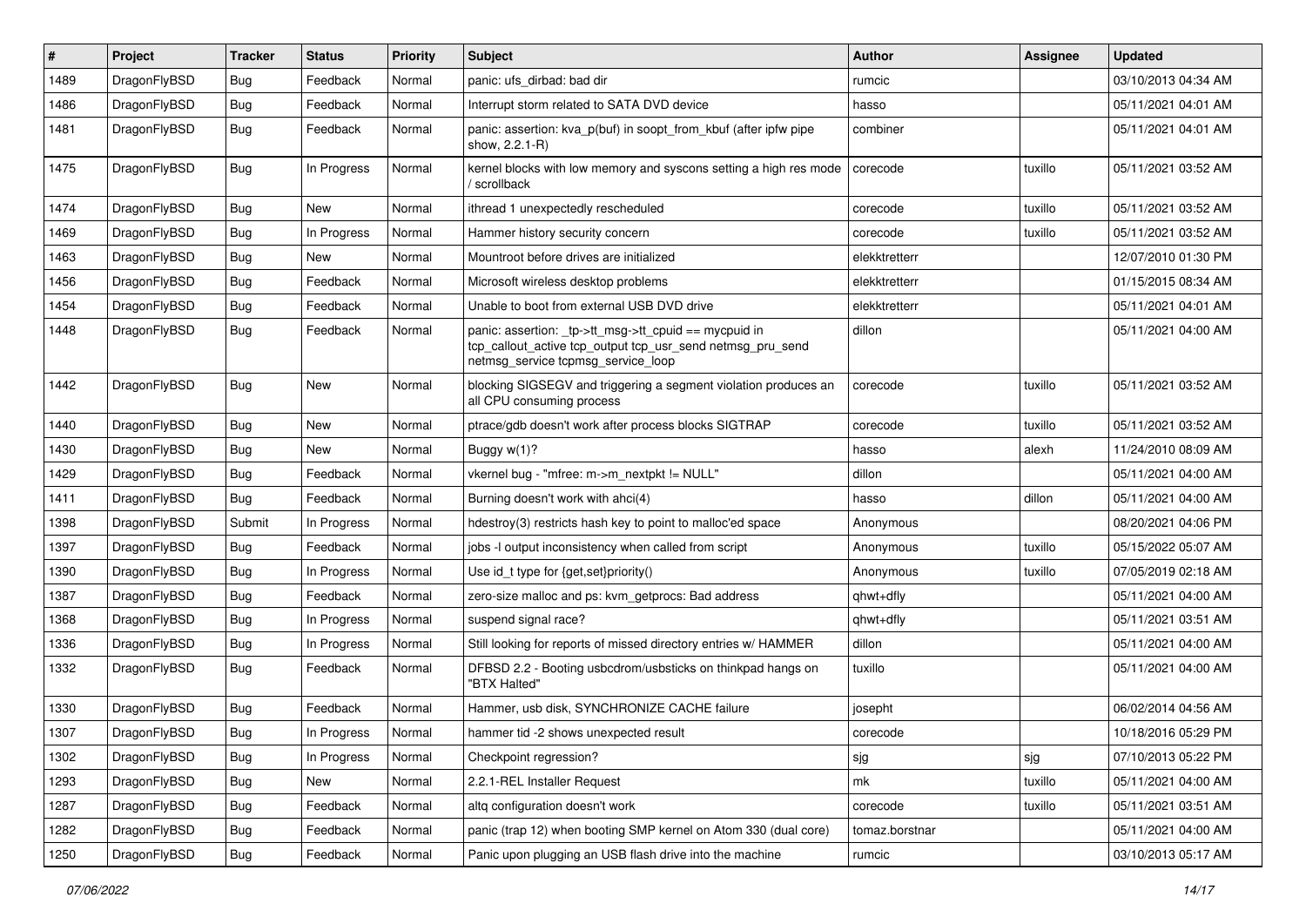| # | Project | Tracker | Status | Priority | Subject | Author | Assignee | Updated |
|---|---|---|---|---|---|---|---|---|
| 1489 | DragonFlyBSD | Bug | Feedback | Normal | panic: ufs_dirbad: bad dir | rumcic | | 03/10/2013 04:34 AM |
| 1486 | DragonFlyBSD | Bug | Feedback | Normal | Interrupt storm related to SATA DVD device | hasso | | 05/11/2021 04:01 AM |
| 1481 | DragonFlyBSD | Bug | Feedback | Normal | panic: assertion: kva_p(buf) in soopt_from_kbuf (after ipfw pipe show, 2.2.1-R) | combiner | | 05/11/2021 04:01 AM |
| 1475 | DragonFlyBSD | Bug | In Progress | Normal | kernel blocks with low memory and syscons setting a high res mode / scrollback | corecode | tuxillo | 05/11/2021 03:52 AM |
| 1474 | DragonFlyBSD | Bug | New | Normal | ithread 1 unexpectedly rescheduled | corecode | tuxillo | 05/11/2021 03:52 AM |
| 1469 | DragonFlyBSD | Bug | In Progress | Normal | Hammer history security concern | corecode | tuxillo | 05/11/2021 03:52 AM |
| 1463 | DragonFlyBSD | Bug | New | Normal | Mountroot before drives are initialized | elekktretterr | | 12/07/2010 01:30 PM |
| 1456 | DragonFlyBSD | Bug | Feedback | Normal | Microsoft wireless desktop problems | elekktretterr | | 01/15/2015 08:34 AM |
| 1454 | DragonFlyBSD | Bug | Feedback | Normal | Unable to boot from external USB DVD drive | elekktretterr | | 05/11/2021 04:01 AM |
| 1448 | DragonFlyBSD | Bug | Feedback | Normal | panic: assertion: _tp->tt_msg->tt_cpuid == mycpuid in tcp_callout_active tcp_output tcp_usr_send netmsg_pru_send netmsg_service tcpmsg_service_loop | dillon | | 05/11/2021 04:00 AM |
| 1442 | DragonFlyBSD | Bug | New | Normal | blocking SIGSEGV and triggering a segment violation produces an all CPU consuming process | corecode | tuxillo | 05/11/2021 03:52 AM |
| 1440 | DragonFlyBSD | Bug | New | Normal | ptrace/gdb doesn't work after process blocks SIGTRAP | corecode | tuxillo | 05/11/2021 03:52 AM |
| 1430 | DragonFlyBSD | Bug | New | Normal | Buggy w(1)? | hasso | alexh | 11/24/2010 08:09 AM |
| 1429 | DragonFlyBSD | Bug | Feedback | Normal | vkernel bug - "mfree: m->m_nextpkt != NULL" | dillon | | 05/11/2021 04:00 AM |
| 1411 | DragonFlyBSD | Bug | Feedback | Normal | Burning doesn't work with ahci(4) | hasso | dillon | 05/11/2021 04:00 AM |
| 1398 | DragonFlyBSD | Submit | In Progress | Normal | hdestroy(3) restricts hash key to point to malloc'ed space | Anonymous | | 08/20/2021 04:06 PM |
| 1397 | DragonFlyBSD | Bug | Feedback | Normal | jobs -l output inconsistency when called from script | Anonymous | tuxillo | 05/15/2022 05:07 AM |
| 1390 | DragonFlyBSD | Bug | In Progress | Normal | Use id_t type for {get,set}priority() | Anonymous | tuxillo | 07/05/2019 02:18 AM |
| 1387 | DragonFlyBSD | Bug | Feedback | Normal | zero-size malloc and ps: kvm_getprocs: Bad address | qhwt+dfly | | 05/11/2021 04:00 AM |
| 1368 | DragonFlyBSD | Bug | In Progress | Normal | suspend signal race? | qhwt+dfly | | 05/11/2021 03:51 AM |
| 1336 | DragonFlyBSD | Bug | In Progress | Normal | Still looking for reports of missed directory entries w/ HAMMER | dillon | | 05/11/2021 04:00 AM |
| 1332 | DragonFlyBSD | Bug | Feedback | Normal | DFBSD 2.2 - Booting usbcdrom/usbsticks on thinkpad hangs on "BTX Halted" | tuxillo | | 05/11/2021 04:00 AM |
| 1330 | DragonFlyBSD | Bug | Feedback | Normal | Hammer, usb disk, SYNCHRONIZE CACHE failure | josepht | | 06/02/2014 04:56 AM |
| 1307 | DragonFlyBSD | Bug | In Progress | Normal | hammer tid -2 shows unexpected result | corecode | | 10/18/2016 05:29 PM |
| 1302 | DragonFlyBSD | Bug | In Progress | Normal | Checkpoint regression? | sjg | sjg | 07/10/2013 05:22 PM |
| 1293 | DragonFlyBSD | Bug | New | Normal | 2.2.1-REL Installer Request | mk | tuxillo | 05/11/2021 04:00 AM |
| 1287 | DragonFlyBSD | Bug | Feedback | Normal | altq configuration doesn't work | corecode | tuxillo | 05/11/2021 03:51 AM |
| 1282 | DragonFlyBSD | Bug | Feedback | Normal | panic (trap 12) when booting SMP kernel on Atom 330 (dual core) | tomaz.borstnar | | 05/11/2021 04:00 AM |
| 1250 | DragonFlyBSD | Bug | Feedback | Normal | Panic upon plugging an USB flash drive into the machine | rumcic | | 03/10/2013 05:17 AM |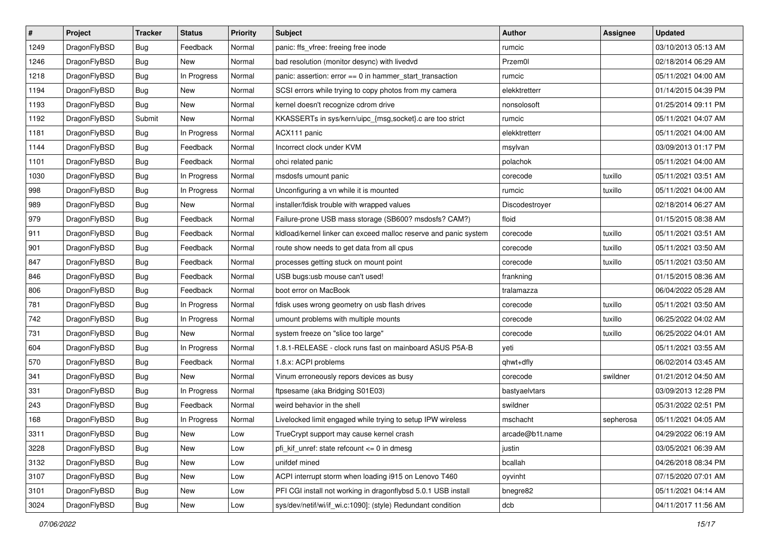| # | Project | Tracker | Status | Priority | Subject | Author | Assignee | Updated |
|---|---|---|---|---|---|---|---|---|
| 1249 | DragonFlyBSD | Bug | Feedback | Normal | panic: ffs_vfree: freeing free inode | rumcic | | 03/10/2013 05:13 AM |
| 1246 | DragonFlyBSD | Bug | New | Normal | bad resolution (monitor desync) with livedvd | Przem0l | | 02/18/2014 06:29 AM |
| 1218 | DragonFlyBSD | Bug | In Progress | Normal | panic: assertion: error == 0 in hammer_start_transaction | rumcic | | 05/11/2021 04:00 AM |
| 1194 | DragonFlyBSD | Bug | New | Normal | SCSI errors while trying to copy photos from my camera | elekktretterr | | 01/14/2015 04:39 PM |
| 1193 | DragonFlyBSD | Bug | New | Normal | kernel doesn't recognize cdrom drive | nonsolosoft | | 01/25/2014 09:11 PM |
| 1192 | DragonFlyBSD | Submit | New | Normal | KKASSERTs in sys/kern/uipc_{msg,socket}.c are too strict | rumcic | | 05/11/2021 04:07 AM |
| 1181 | DragonFlyBSD | Bug | In Progress | Normal | ACX111 panic | elekktretterr | | 05/11/2021 04:00 AM |
| 1144 | DragonFlyBSD | Bug | Feedback | Normal | Incorrect clock under KVM | msylvan | | 03/09/2013 01:17 PM |
| 1101 | DragonFlyBSD | Bug | Feedback | Normal | ohci related panic | polachok | | 05/11/2021 04:00 AM |
| 1030 | DragonFlyBSD | Bug | In Progress | Normal | msdosfs umount panic | corecode | tuxillo | 05/11/2021 03:51 AM |
| 998 | DragonFlyBSD | Bug | In Progress | Normal | Unconfiguring a vn while it is mounted | rumcic | tuxillo | 05/11/2021 04:00 AM |
| 989 | DragonFlyBSD | Bug | New | Normal | installer/fdisk trouble with wrapped values | Discodestroyer | | 02/18/2014 06:27 AM |
| 979 | DragonFlyBSD | Bug | Feedback | Normal | Failure-prone USB mass storage (SB600? msdosfs? CAM?) | floid | | 01/15/2015 08:38 AM |
| 911 | DragonFlyBSD | Bug | Feedback | Normal | kldload/kernel linker can exceed malloc reserve and panic system | corecode | tuxillo | 05/11/2021 03:51 AM |
| 901 | DragonFlyBSD | Bug | Feedback | Normal | route show needs to get data from all cpus | corecode | tuxillo | 05/11/2021 03:50 AM |
| 847 | DragonFlyBSD | Bug | Feedback | Normal | processes getting stuck on mount point | corecode | tuxillo | 05/11/2021 03:50 AM |
| 846 | DragonFlyBSD | Bug | Feedback | Normal | USB bugs:usb mouse can't used! | frankning | | 01/15/2015 08:36 AM |
| 806 | DragonFlyBSD | Bug | Feedback | Normal | boot error on MacBook | tralamazza | | 06/04/2022 05:28 AM |
| 781 | DragonFlyBSD | Bug | In Progress | Normal | fdisk uses wrong geometry on usb flash drives | corecode | tuxillo | 05/11/2021 03:50 AM |
| 742 | DragonFlyBSD | Bug | In Progress | Normal | umount problems with multiple mounts | corecode | tuxillo | 06/25/2022 04:02 AM |
| 731 | DragonFlyBSD | Bug | New | Normal | system freeze on "slice too large" | corecode | tuxillo | 06/25/2022 04:01 AM |
| 604 | DragonFlyBSD | Bug | In Progress | Normal | 1.8.1-RELEASE - clock runs fast on mainboard ASUS P5A-B | yeti | | 05/11/2021 03:55 AM |
| 570 | DragonFlyBSD | Bug | Feedback | Normal | 1.8.x: ACPI problems | qhwt+dfly | | 06/02/2014 03:45 AM |
| 341 | DragonFlyBSD | Bug | New | Normal | Vinum erroneously repors devices as busy | corecode | swildner | 01/21/2012 04:50 AM |
| 331 | DragonFlyBSD | Bug | In Progress | Normal | ftpsesame (aka Bridging S01E03) | bastyaelvtars | | 03/09/2013 12:28 PM |
| 243 | DragonFlyBSD | Bug | Feedback | Normal | weird behavior in the shell | swildner | | 05/31/2022 02:51 PM |
| 168 | DragonFlyBSD | Bug | In Progress | Normal | Livelocked limit engaged while trying to setup IPW wireless | mschacht | sepherosa | 05/11/2021 04:05 AM |
| 3311 | DragonFlyBSD | Bug | New | Low | TrueCrypt support may cause kernel crash | arcade@b1t.name | | 04/29/2022 06:19 AM |
| 3228 | DragonFlyBSD | Bug | New | Low | pfi_kif_unref: state refcount <= 0 in dmesg | justin | | 03/05/2021 06:39 AM |
| 3132 | DragonFlyBSD | Bug | New | Low | unifdef mined | bcallah | | 04/26/2018 08:34 PM |
| 3107 | DragonFlyBSD | Bug | New | Low | ACPI interrupt storm when loading i915 on Lenovo T460 | oyvinht | | 07/15/2020 07:01 AM |
| 3101 | DragonFlyBSD | Bug | New | Low | PFI CGI install not working in dragonflybsd 5.0.1 USB install | bnegre82 | | 05/11/2021 04:14 AM |
| 3024 | DragonFlyBSD | Bug | New | Low | sys/dev/netif/wi/if_wi.c:1090]: (style) Redundant condition | dcb | | 04/11/2017 11:56 AM |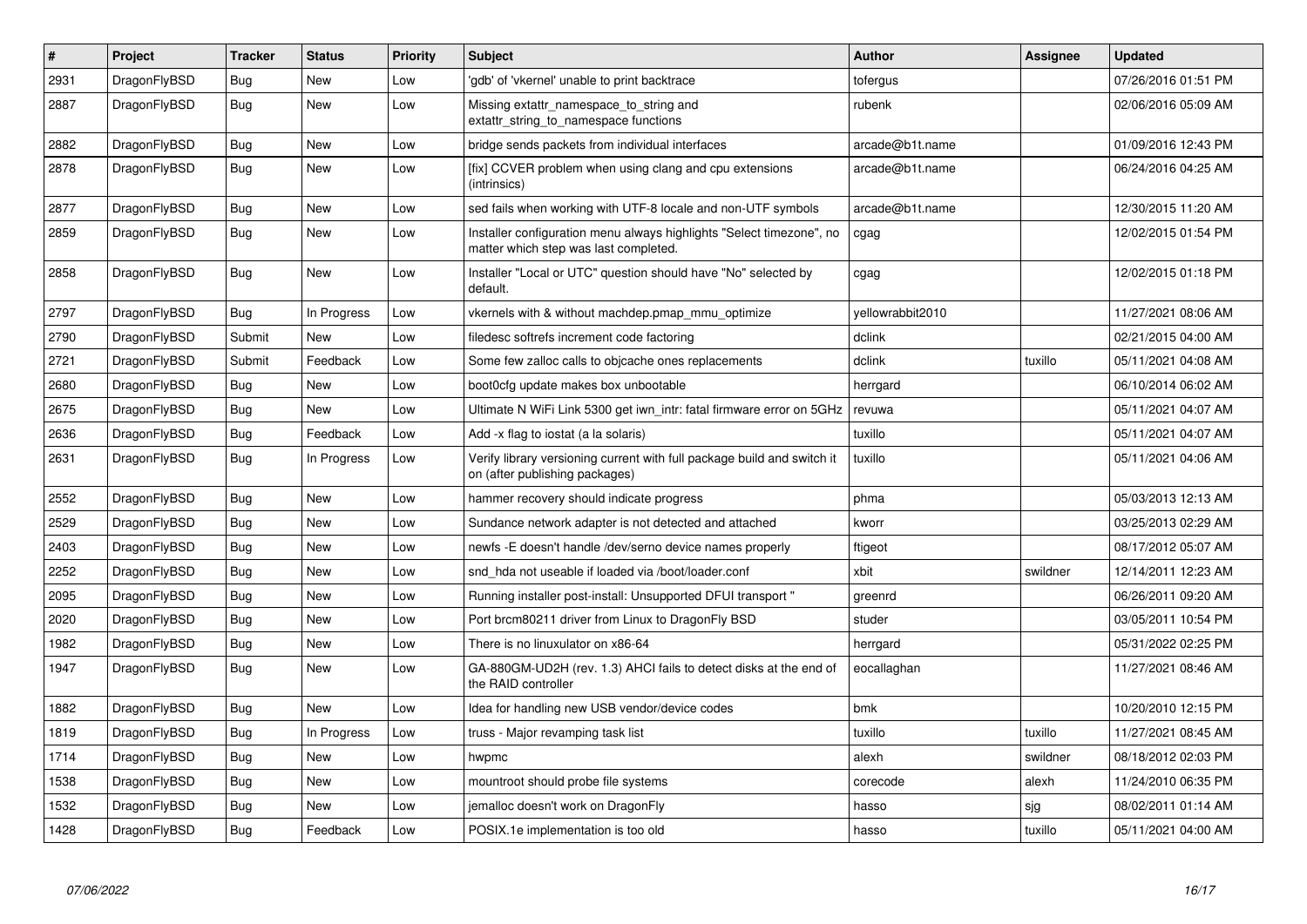| # | Project | Tracker | Status | Priority | Subject | Author | Assignee | Updated |
|---|---|---|---|---|---|---|---|---|
| 2931 | DragonFlyBSD | Bug | New | Low | 'gdb' of 'vkernel' unable to print backtrace | tofergus | | 07/26/2016 01:51 PM |
| 2887 | DragonFlyBSD | Bug | New | Low | Missing extattr_namespace_to_string and extattr_string_to_namespace functions | rubenk | | 02/06/2016 05:09 AM |
| 2882 | DragonFlyBSD | Bug | New | Low | bridge sends packets from individual interfaces | arcade@b1t.name | | 01/09/2016 12:43 PM |
| 2878 | DragonFlyBSD | Bug | New | Low | [fix] CCVER problem when using clang and cpu extensions (intrinsics) | arcade@b1t.name | | 06/24/2016 04:25 AM |
| 2877 | DragonFlyBSD | Bug | New | Low | sed fails when working with UTF-8 locale and non-UTF symbols | arcade@b1t.name | | 12/30/2015 11:20 AM |
| 2859 | DragonFlyBSD | Bug | New | Low | Installer configuration menu always highlights "Select timezone", no matter which step was last completed. | cgag | | 12/02/2015 01:54 PM |
| 2858 | DragonFlyBSD | Bug | New | Low | Installer "Local or UTC" question should have "No" selected by default. | cgag | | 12/02/2015 01:18 PM |
| 2797 | DragonFlyBSD | Bug | In Progress | Low | vkernels with & without machdep.pmap_mmu_optimize | yellowrabbit2010 | | 11/27/2021 08:06 AM |
| 2790 | DragonFlyBSD | Submit | New | Low | filedesc softrefs increment code factoring | dclink | | 02/21/2015 04:00 AM |
| 2721 | DragonFlyBSD | Submit | Feedback | Low | Some few zalloc calls to objcache ones replacements | dclink | tuxillo | 05/11/2021 04:08 AM |
| 2680 | DragonFlyBSD | Bug | New | Low | boot0cfg update makes box unbootable | herrgard | | 06/10/2014 06:02 AM |
| 2675 | DragonFlyBSD | Bug | New | Low | Ultimate N WiFi Link 5300 get iwn_intr: fatal firmware error on 5GHz | revuwa | | 05/11/2021 04:07 AM |
| 2636 | DragonFlyBSD | Bug | Feedback | Low | Add -x flag to iostat (a la solaris) | tuxillo | | 05/11/2021 04:07 AM |
| 2631 | DragonFlyBSD | Bug | In Progress | Low | Verify library versioning current with full package build and switch it on (after publishing packages) | tuxillo | | 05/11/2021 04:06 AM |
| 2552 | DragonFlyBSD | Bug | New | Low | hammer recovery should indicate progress | phma | | 05/03/2013 12:13 AM |
| 2529 | DragonFlyBSD | Bug | New | Low | Sundance network adapter is not detected and attached | kworr | | 03/25/2013 02:29 AM |
| 2403 | DragonFlyBSD | Bug | New | Low | newfs -E doesn't handle /dev/serno device names properly | ftigeot | | 08/17/2012 05:07 AM |
| 2252 | DragonFlyBSD | Bug | New | Low | snd_hda not useable if loaded via /boot/loader.conf | xbit | swildner | 12/14/2011 12:23 AM |
| 2095 | DragonFlyBSD | Bug | New | Low | Running installer post-install: Unsupported DFUI transport " | greenrd | | 06/26/2011 09:20 AM |
| 2020 | DragonFlyBSD | Bug | New | Low | Port brcm80211 driver from Linux to DragonFly BSD | studer | | 03/05/2011 10:54 PM |
| 1982 | DragonFlyBSD | Bug | New | Low | There is no linuxulator on x86-64 | herrgard | | 05/31/2022 02:25 PM |
| 1947 | DragonFlyBSD | Bug | New | Low | GA-880GM-UD2H (rev. 1.3) AHCI fails to detect disks at the end of the RAID controller | eocallaghan | | 11/27/2021 08:46 AM |
| 1882 | DragonFlyBSD | Bug | New | Low | Idea for handling new USB vendor/device codes | bmk | | 10/20/2010 12:15 PM |
| 1819 | DragonFlyBSD | Bug | In Progress | Low | truss - Major revamping task list | tuxillo | tuxillo | 11/27/2021 08:45 AM |
| 1714 | DragonFlyBSD | Bug | New | Low | hwpmc | alexh | swildner | 08/18/2012 02:03 PM |
| 1538 | DragonFlyBSD | Bug | New | Low | mountroot should probe file systems | corecode | alexh | 11/24/2010 06:35 PM |
| 1532 | DragonFlyBSD | Bug | New | Low | jemalloc doesn't work on DragonFly | hasso | sjg | 08/02/2011 01:14 AM |
| 1428 | DragonFlyBSD | Bug | Feedback | Low | POSIX.1e implementation is too old | hasso | tuxillo | 05/11/2021 04:00 AM |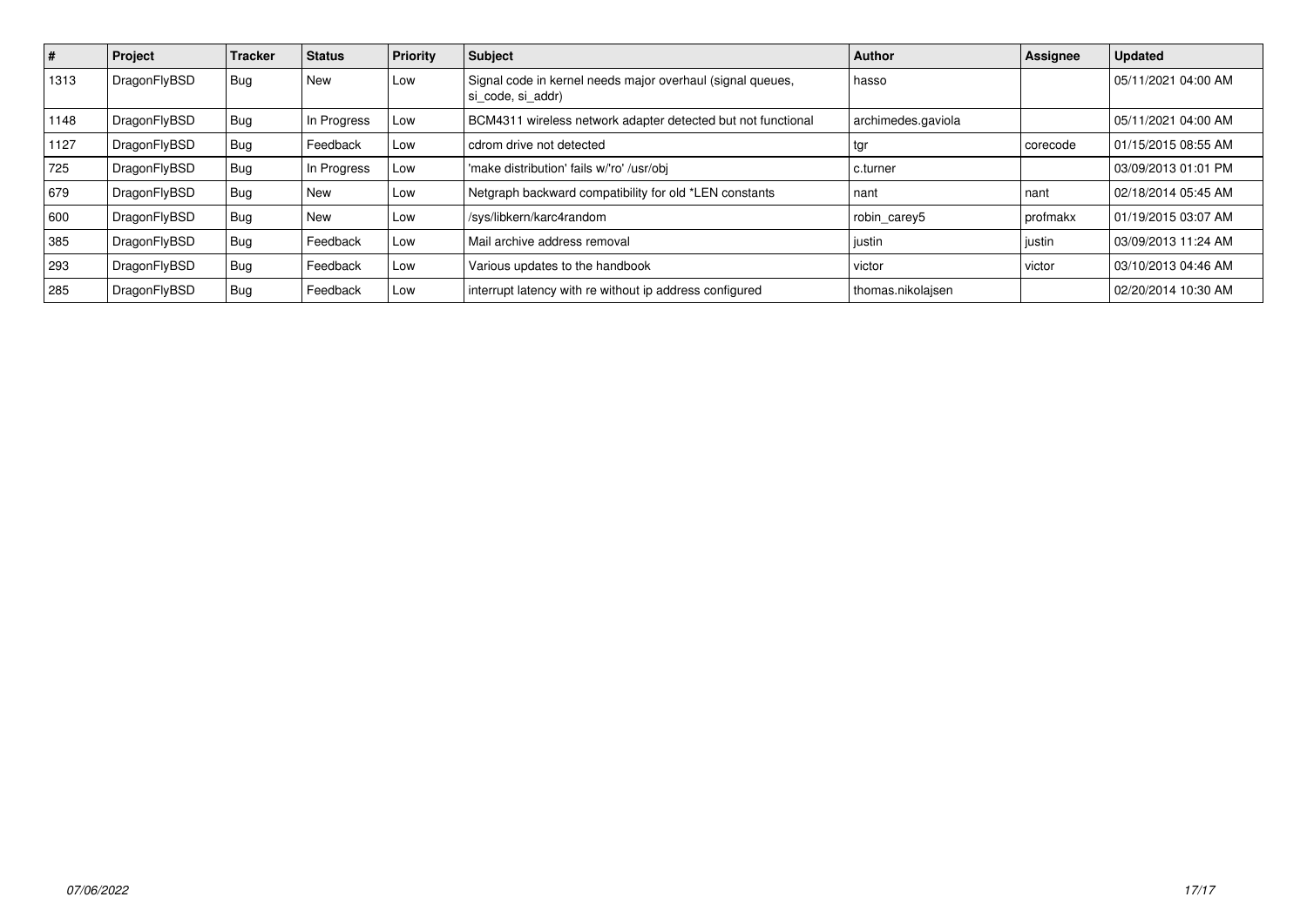| # | Project | Tracker | Status | Priority | Subject | Author | Assignee | Updated |
|---|---|---|---|---|---|---|---|---|
| 1313 | DragonFlyBSD | Bug | New | Low | Signal code in kernel needs major overhaul (signal queues, si_code, si_addr) | hasso | | 05/11/2021 04:00 AM |
| 1148 | DragonFlyBSD | Bug | In Progress | Low | BCM4311 wireless network adapter detected but not functional | archimedes.gaviola | | 05/11/2021 04:00 AM |
| 1127 | DragonFlyBSD | Bug | Feedback | Low | cdrom drive not detected | tgr | corecode | 01/15/2015 08:55 AM |
| 725 | DragonFlyBSD | Bug | In Progress | Low | 'make distribution' fails w/'ro' /usr/obj | c.turner | | 03/09/2013 01:01 PM |
| 679 | DragonFlyBSD | Bug | New | Low | Netgraph backward compatibility for old *LEN constants | nant | nant | 02/18/2014 05:45 AM |
| 600 | DragonFlyBSD | Bug | New | Low | /sys/libkern/karc4random | robin_carey5 | profmakx | 01/19/2015 03:07 AM |
| 385 | DragonFlyBSD | Bug | Feedback | Low | Mail archive address removal | justin | justin | 03/09/2013 11:24 AM |
| 293 | DragonFlyBSD | Bug | Feedback | Low | Various updates to the handbook | victor | victor | 03/10/2013 04:46 AM |
| 285 | DragonFlyBSD | Bug | Feedback | Low | interrupt latency with re without ip address configured | thomas.nikolajsen | | 02/20/2014 10:30 AM |

*07/06/2022*